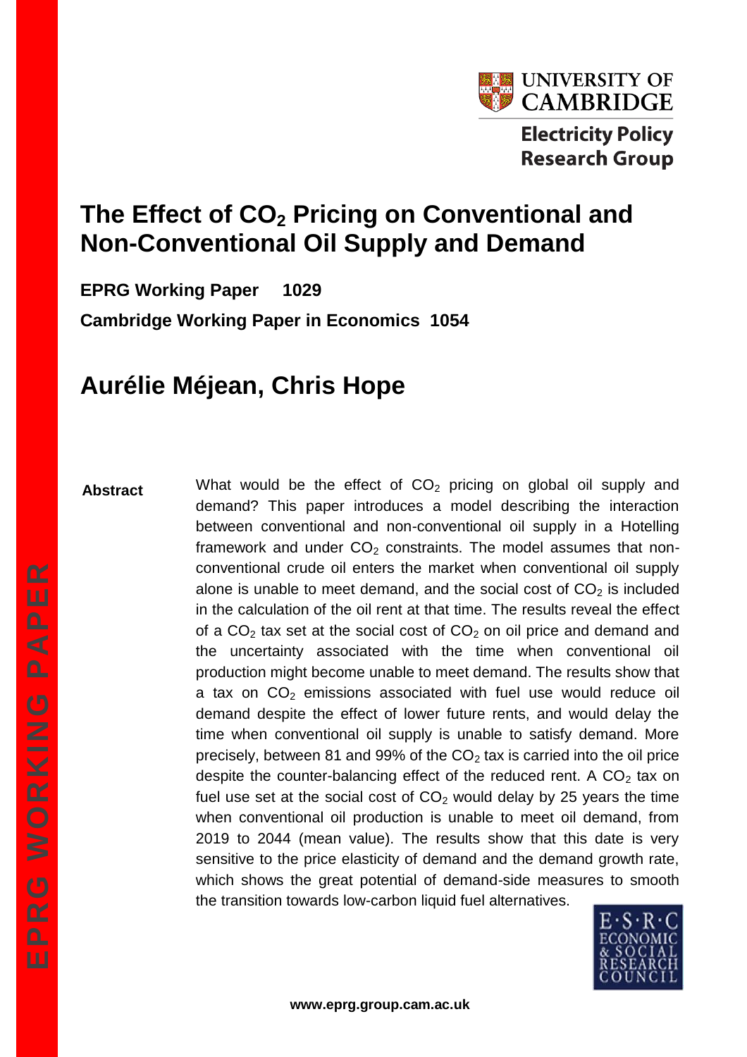UNIVERSITY OF CAMBRIDGE

Electricity Policy Research Group

# The Effect of $CO_2$ Pricing on Conventional and Non-Conventional Oil Supply and Demand

**EPRG Working Paper 1029**

**Cambridge Working Paper in Economics 1054**

## Aurélie Méjean, Chris Hope

**Abstract**

What would be the effect of $CO_2$ pricing on global oil supply and demand? This paper introduces a model describing the interaction between conventional and non-conventional oil supply in a Hotelling framework and under $CO_2$ constraints. The model assumes that non-conventional crude oil enters the market when conventional oil supply alone is unable to meet demand, and the social cost of $CO_2$ is included in the calculation of the oil rent at that time. The results reveal the effect of a $CO_2$ tax set at the social cost of $CO_2$ on oil price and demand and the uncertainty associated with the time when conventional oil production might become unable to meet demand. The results show that a tax on $CO_2$ emissions associated with fuel use would reduce oil demand despite the effect of lower future rents, and would delay the time when conventional oil supply is unable to satisfy demand. More precisely, between 81 and 99% of the $CO_2$ tax is carried into the oil price despite the counter-balancing effect of the reduced rent. A $CO_2$ tax on fuel use set at the social cost of $CO_2$ would delay by 25 years the time when conventional oil production is unable to meet oil demand, from 2019 to 2044 (mean value). The results show that this date is very sensitive to the price elasticity of demand and the demand growth rate, which shows the great potential of demand-side measures to smooth the transition towards low-carbon liquid fuel alternatives.

EPRG WORKING PAPER

E·S·R·C ECONOMIC & SOCIAL RESEARCH COUNCIL

www.eprg.group.cam.ac.uk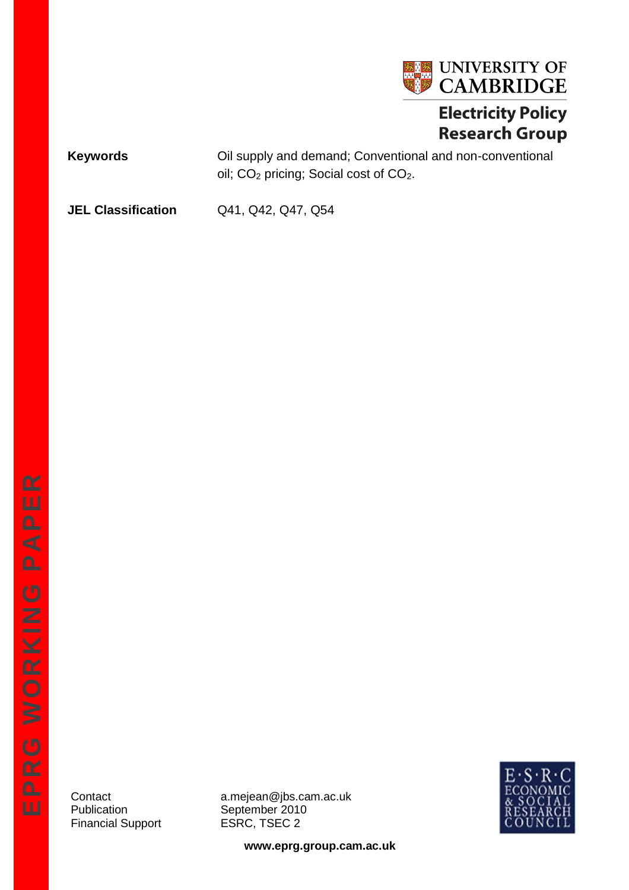| | |
|---|---|
| **Keywords** | Oil supply and demand; Conventional and non-conventional oil; $CO_2$ pricing; Social cost of $CO_2$. |
| **JEL Classification** | Q41, Q42, Q47, Q54 |

| | |
|---|---|
| Contact | a.mejean@jbs.cam.ac.uk |
| Publication | September 2010 |
| Financial Support | ESRC, TSEC 2 |

**www.eprg.group.cam.ac.uk**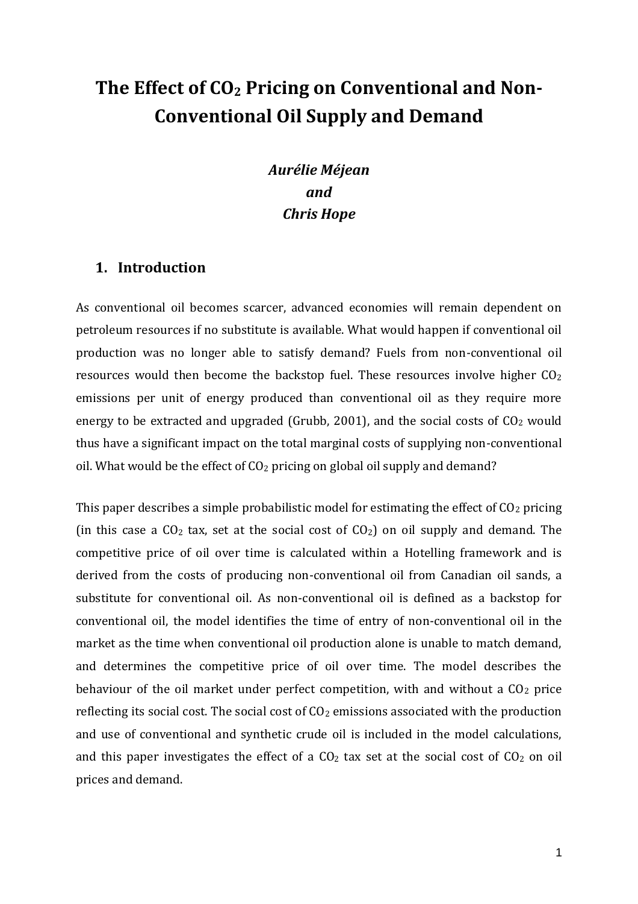# The Effect of $CO_2$ Pricing on Conventional and Non-Conventional Oil Supply and Demand

***Aurélie Méjean***
***and***
***Chris Hope***

## 1. Introduction

As conventional oil becomes scarcer, advanced economies will remain dependent on petroleum resources if no substitute is available. What would happen if conventional oil production was no longer able to satisfy demand? Fuels from non-conventional oil resources would then become the backstop fuel. These resources involve higher $CO_2$ emissions per unit of energy produced than conventional oil as they require more energy to be extracted and upgraded (Grubb, 2001), and the social costs of $CO_2$ would thus have a significant impact on the total marginal costs of supplying non-conventional oil. What would be the effect of $CO_2$ pricing on global oil supply and demand?

This paper describes a simple probabilistic model for estimating the effect of $CO_2$ pricing (in this case a $CO_2$ tax, set at the social cost of $CO_2$) on oil supply and demand. The competitive price of oil over time is calculated within a Hotelling framework and is derived from the costs of producing non-conventional oil from Canadian oil sands, a substitute for conventional oil. As non-conventional oil is defined as a backstop for conventional oil, the model identifies the time of entry of non-conventional oil in the market as the time when conventional oil production alone is unable to match demand, and determines the competitive price of oil over time. The model describes the behaviour of the oil market under perfect competition, with and without a $CO_2$ price reflecting its social cost. The social cost of $CO_2$ emissions associated with the production and use of conventional and synthetic crude oil is included in the model calculations, and this paper investigates the effect of a $CO_2$ tax set at the social cost of $CO_2$ on oil prices and demand.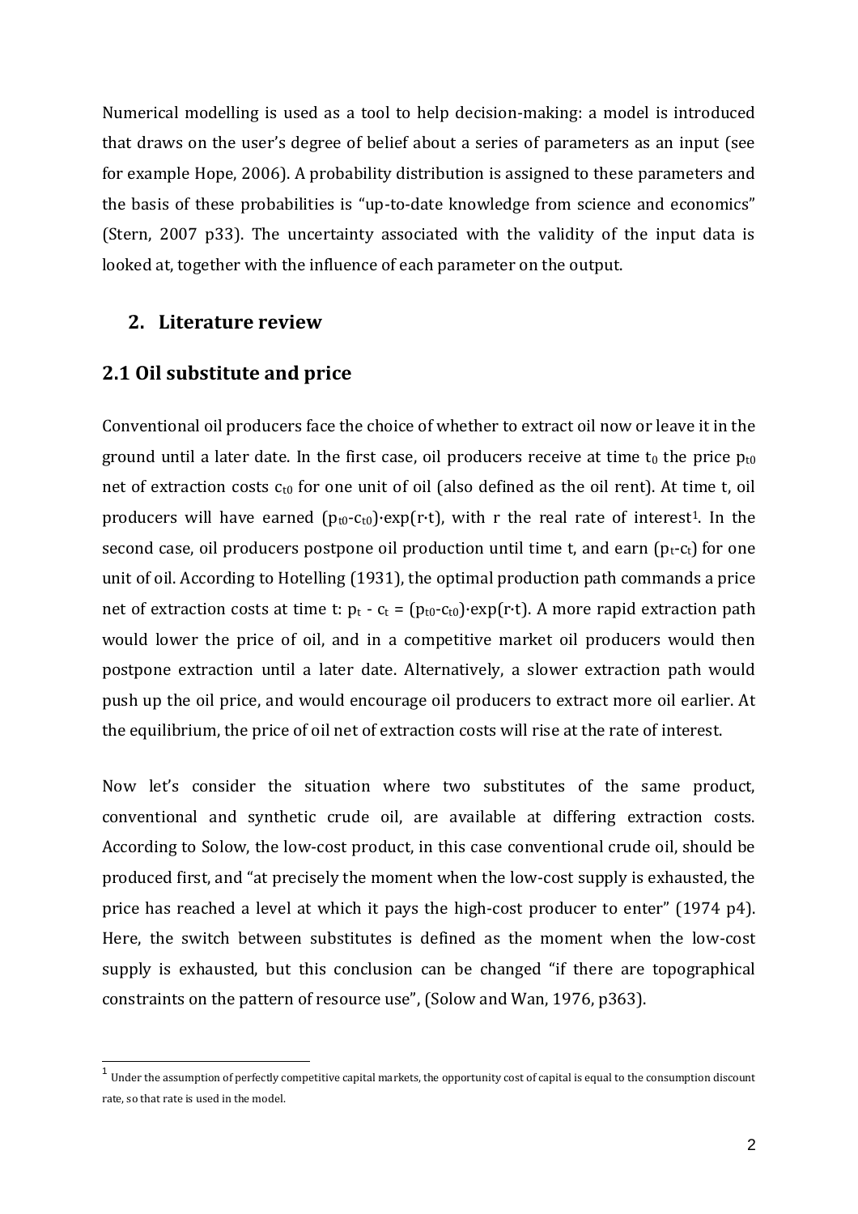Numerical modelling is used as a tool to help decision-making: a model is introduced that draws on the user's degree of belief about a series of parameters as an input (see for example Hope, 2006). A probability distribution is assigned to these parameters and the basis of these probabilities is "up-to-date knowledge from science and economics" (Stern, 2007 p33). The uncertainty associated with the validity of the input data is looked at, together with the influence of each parameter on the output.

## 2. Literature review

### 2.1 Oil substitute and price

Conventional oil producers face the choice of whether to extract oil now or leave it in the ground until a later date. In the first case, oil producers receive at time $t_0$ the price $p_{t0}$ net of extraction costs $c_{t0}$ for one unit of oil (also defined as the oil rent). At time t, oil producers will have earned $(p_{t0}-c_{t0})\cdot\exp(r\cdot t)$, with r the real rate of interest[1]. In the second case, oil producers postpone oil production until time t, and earn $(p_t-c_t)$ for one unit of oil. According to Hotelling (1931), the optimal production path commands a price net of extraction costs at time t: $p_t - c_t = (p_{t0}-c_{t0})\cdot\exp(r\cdot t)$. A more rapid extraction path would lower the price of oil, and in a competitive market oil producers would then postpone extraction until a later date. Alternatively, a slower extraction path would push up the oil price, and would encourage oil producers to extract more oil earlier. At the equilibrium, the price of oil net of extraction costs will rise at the rate of interest.

Now let's consider the situation where two substitutes of the same product, conventional and synthetic crude oil, are available at differing extraction costs. According to Solow, the low-cost product, in this case conventional crude oil, should be produced first, and "at precisely the moment when the low-cost supply is exhausted, the price has reached a level at which it pays the high-cost producer to enter" (1974 p4). Here, the switch between substitutes is defined as the moment when the low-cost supply is exhausted, but this conclusion can be changed "if there are topographical constraints on the pattern of resource use", (Solow and Wan, 1976, p363).

[1] Under the assumption of perfectly competitive capital markets, the opportunity cost of capital is equal to the consumption discount rate, so that rate is used in the model.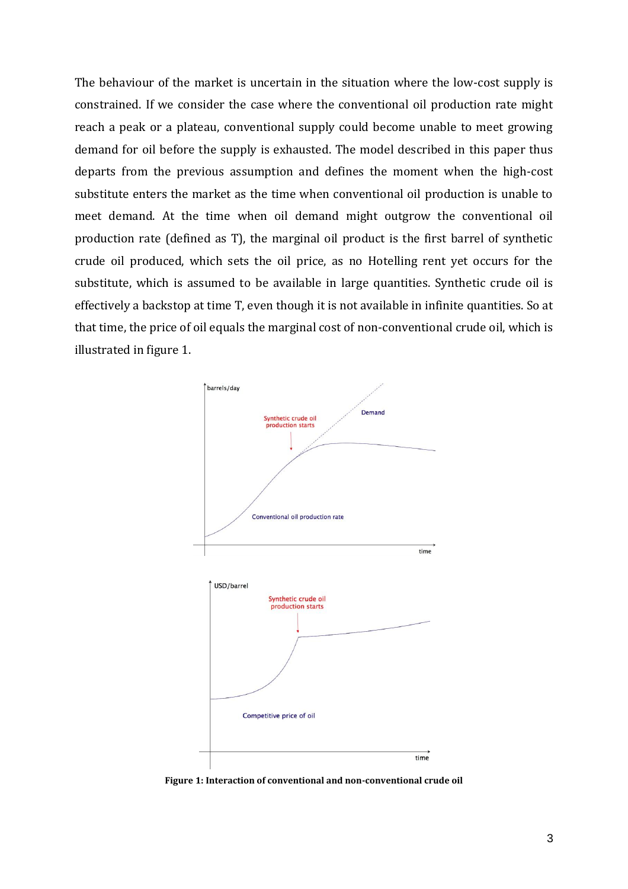The behaviour of the market is uncertain in the situation where the low-cost supply is constrained. If we consider the case where the conventional oil production rate might reach a peak or a plateau, conventional supply could become unable to meet growing demand for oil before the supply is exhausted. The model described in this paper thus departs from the previous assumption and defines the moment when the high-cost substitute enters the market as the time when conventional oil production is unable to meet demand. At the time when oil demand might outgrow the conventional oil production rate (defined as T), the marginal oil product is the first barrel of synthetic crude oil produced, which sets the oil price, as no Hotelling rent yet occurs for the substitute, which is assumed to be available in large quantities. Synthetic crude oil is effectively a backstop at time T, even though it is not available in infinite quantities. So at that time, the price of oil equals the marginal cost of non-conventional crude oil, which is illustrated in figure 1.

**Figure 1: Interaction of conventional and non-conventional crude oil**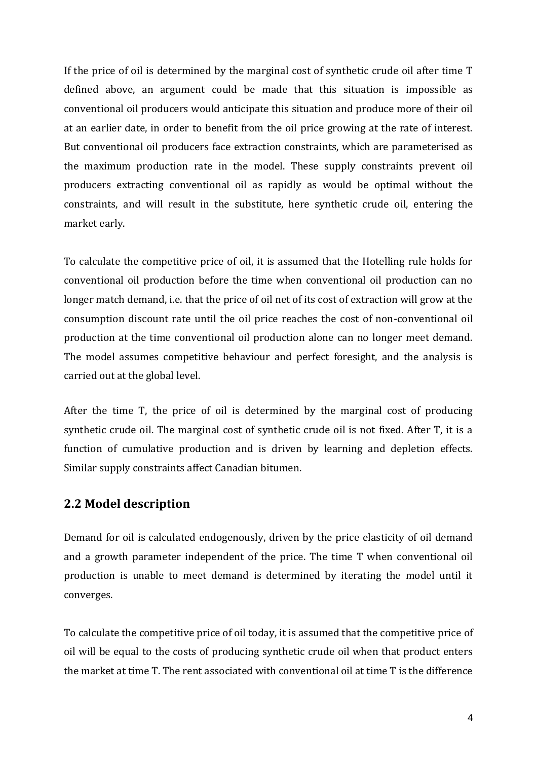If the price of oil is determined by the marginal cost of synthetic crude oil after time T defined above, an argument could be made that this situation is impossible as conventional oil producers would anticipate this situation and produce more of their oil at an earlier date, in order to benefit from the oil price growing at the rate of interest. But conventional oil producers face extraction constraints, which are parameterised as the maximum production rate in the model. These supply constraints prevent oil producers extracting conventional oil as rapidly as would be optimal without the constraints, and will result in the substitute, here synthetic crude oil, entering the market early.

To calculate the competitive price of oil, it is assumed that the Hotelling rule holds for conventional oil production before the time when conventional oil production can no longer match demand, i.e. that the price of oil net of its cost of extraction will grow at the consumption discount rate until the oil price reaches the cost of non-conventional oil production at the time conventional oil production alone can no longer meet demand. The model assumes competitive behaviour and perfect foresight, and the analysis is carried out at the global level.

After the time T, the price of oil is determined by the marginal cost of producing synthetic crude oil. The marginal cost of synthetic crude oil is not fixed. After T, it is a function of cumulative production and is driven by learning and depletion effects. Similar supply constraints affect Canadian bitumen.

## 2.2 Model description

Demand for oil is calculated endogenously, driven by the price elasticity of oil demand and a growth parameter independent of the price. The time T when conventional oil production is unable to meet demand is determined by iterating the model until it converges.

To calculate the competitive price of oil today, it is assumed that the competitive price of oil will be equal to the costs of producing synthetic crude oil when that product enters the market at time T. The rent associated with conventional oil at time T is the difference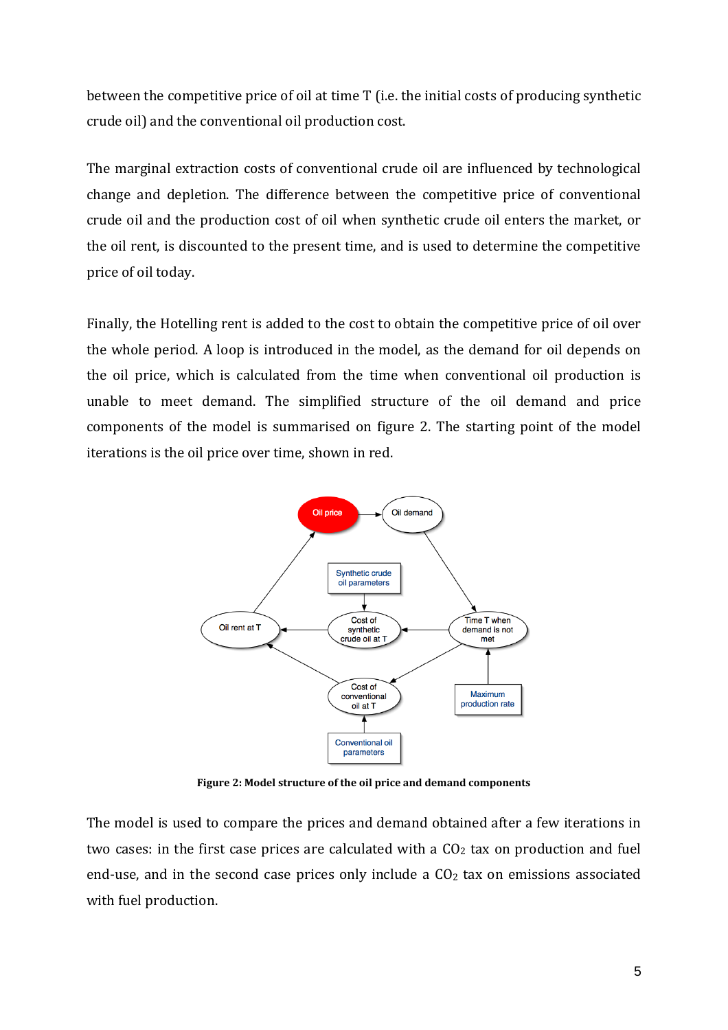between the competitive price of oil at time T (i.e. the initial costs of producing synthetic crude oil) and the conventional oil production cost.

The marginal extraction costs of conventional crude oil are influenced by technological change and depletion. The difference between the competitive price of conventional crude oil and the production cost of oil when synthetic crude oil enters the market, or the oil rent, is discounted to the present time, and is used to determine the competitive price of oil today.

Finally, the Hotelling rent is added to the cost to obtain the competitive price of oil over the whole period. A loop is introduced in the model, as the demand for oil depends on the oil price, which is calculated from the time when conventional oil production is unable to meet demand. The simplified structure of the oil demand and price components of the model is summarised on figure 2. The starting point of the model iterations is the oil price over time, shown in red.

**Figure 2: Model structure of the oil price and demand components**

The model is used to compare the prices and demand obtained after a few iterations in two cases: in the first case prices are calculated with a $CO_2$ tax on production and fuel end-use, and in the second case prices only include a $CO_2$ tax on emissions associated with fuel production.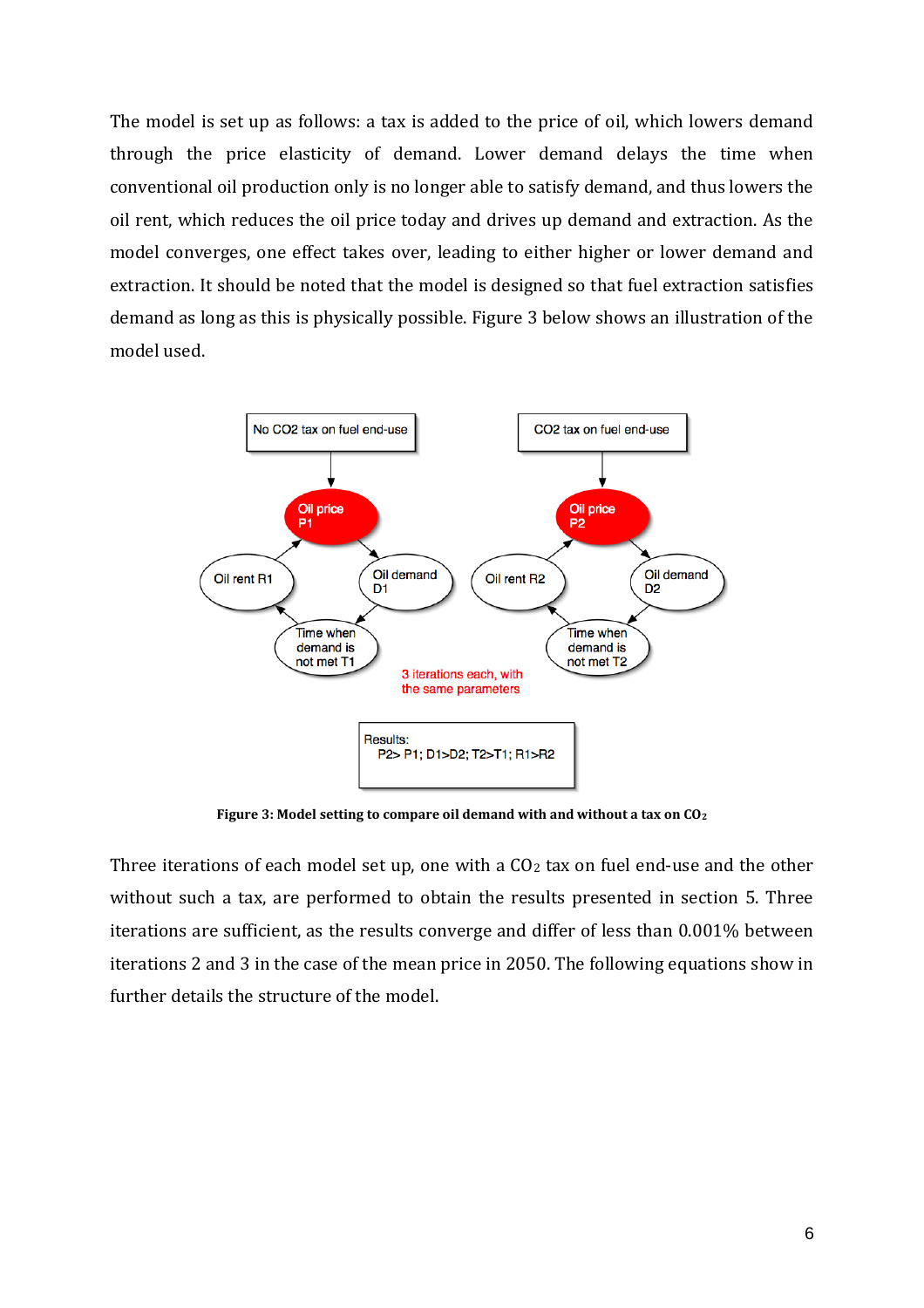The model is set up as follows: a tax is added to the price of oil, which lowers demand through the price elasticity of demand. Lower demand delays the time when conventional oil production only is no longer able to satisfy demand, and thus lowers the oil rent, which reduces the oil price today and drives up demand and extraction. As the model converges, one effect takes over, leading to either higher or lower demand and extraction. It should be noted that the model is designed so that fuel extraction satisfies demand as long as this is physically possible. Figure 3 below shows an illustration of the model used.

**Figure 3: Model setting to compare oil demand with and without a tax on $CO_2$**

Three iterations of each model set up, one with a $CO_2$ tax on fuel end-use and the other without such a tax, are performed to obtain the results presented in section 5. Three iterations are sufficient, as the results converge and differ of less than 0.001% between iterations 2 and 3 in the case of the mean price in 2050. The following equations show in further details the structure of the model.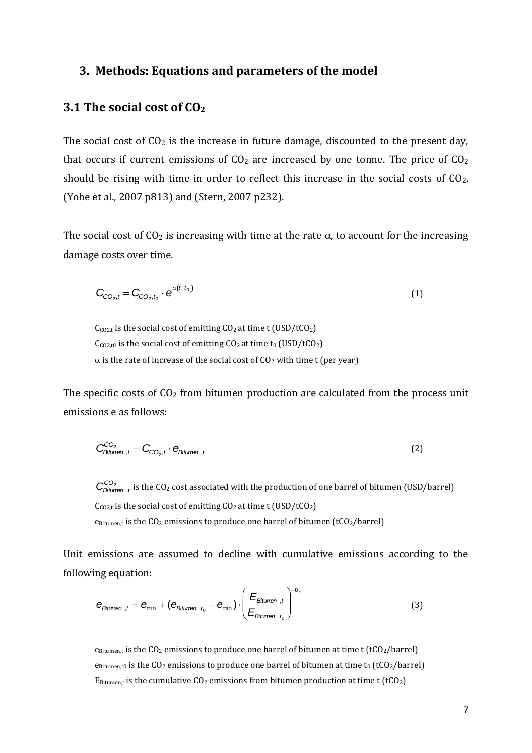## 3. Methods: Equations and parameters of the model

### 3.1 The social cost of $CO_2$

The social cost of $CO_2$ is the increase in future damage, discounted to the present day, that occurs if current emissions of $CO_2$ are increased by one tonne. The price of $CO_2$ should be rising with time in order to reflect this increase in the social costs of $CO_2$, (Yohe et al., 2007 p813) and (Stern, 2007 p232).

The social cost of $CO_2$ is increasing with time at the rate $\alpha$, to account for the increasing damage costs over time.

$$C_{CO_2,t} = C_{CO_2,t_0} \cdot e^{\alpha(t-t_0)} \tag{1}$$

$C_{CO2,t}$ is the social cost of emitting $CO_2$ at time t (USD/t$CO_2$)
$C_{CO2,t0}$ is the social cost of emitting $CO_2$ at time $t_0$ (USD/t$CO_2$)
$\alpha$ is the rate of increase of the social cost of $CO_2$ with time t (per year)

The specific costs of $CO_2$ from bitumen production are calculated from the process unit emissions e as follows:

$$C^{CO_2}_{Bitumen,t} = C_{CO_2,t} \cdot e_{Bitumen,t} \tag{2}$$

$C^{CO_2}_{Bitumen,t}$ is the $CO_2$ cost associated with the production of one barrel of bitumen (USD/barrel)
$C_{CO2,t}$ is the social cost of emitting $CO_2$ at time t (USD/t$CO_2$)
$e_{Bitumen,t}$ is the $CO_2$ emissions to produce one barrel of bitumen (t$CO_2$/barrel)

Unit emissions are assumed to decline with cumulative emissions according to the following equation:

$$e_{Bitumen,t} = e_{\min} + (e_{Bitumen,t_0} - e_{\min}) \cdot \left( \frac{E_{Bitumen,t}}{E_{Bitumen,t_0}} \right)^{-b_e} \tag{3}$$

$e_{Bitumen,t}$ is the $CO_2$ emissions to produce one barrel of bitumen at time t (t$CO_2$/barrel)
$e_{Bitumen,t0}$ is the $CO_2$ emissions to produce one barrel of bitumen at time $t_0$ (t$CO_2$/barrel)
$E_{Bitumen,t}$ is the cumulative $CO_2$ emissions from bitumen production at time t (t$CO_2$)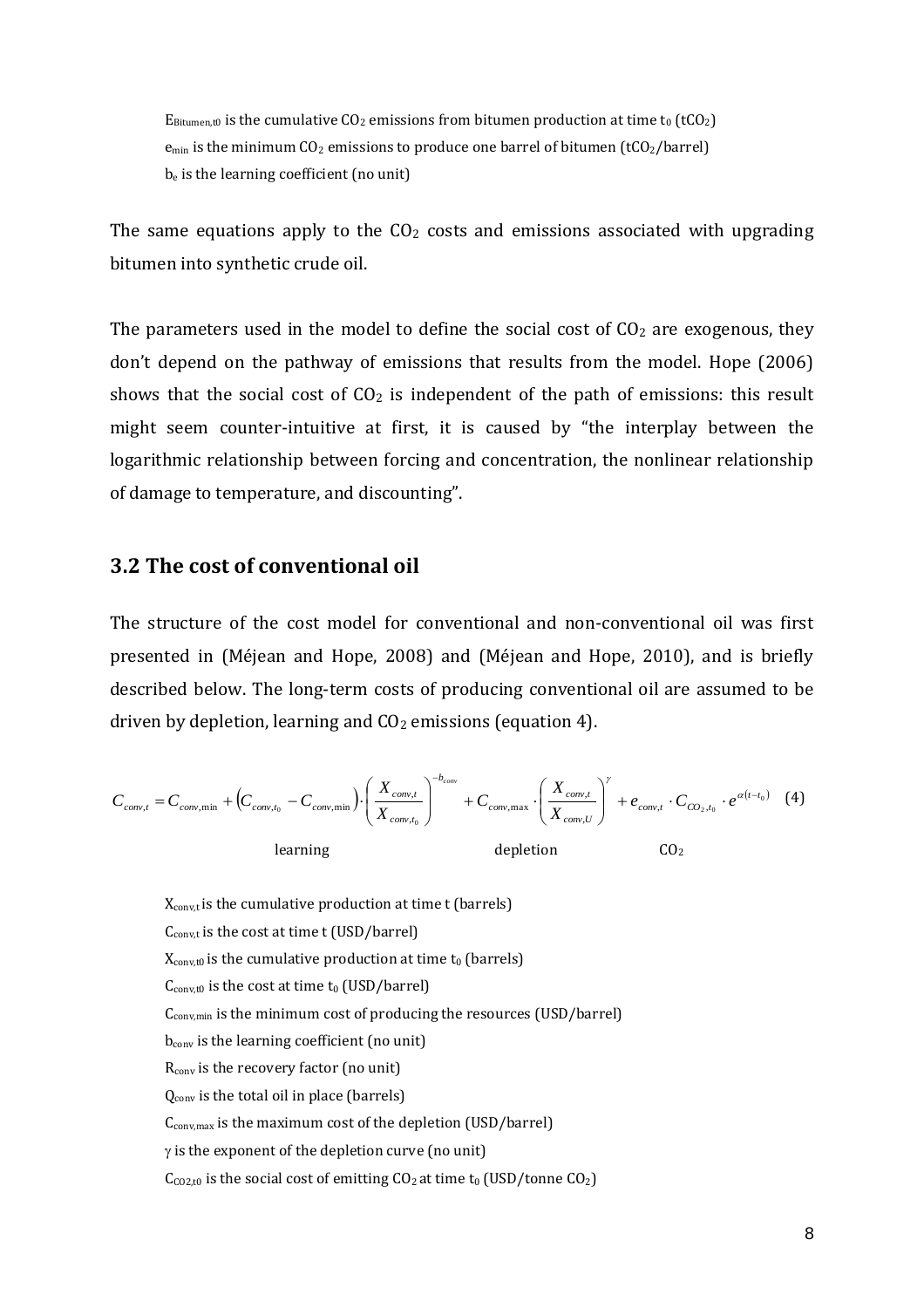$E_{Bitumen,t0}$ is the cumulative $CO_2$ emissions from bitumen production at time $t_0$ ($tCO_2$)

$e_{min}$ is the minimum $CO_2$ emissions to produce one barrel of bitumen ($tCO_2$/barrel)

$b_e$ is the learning coefficient (no unit)

The same equations apply to the $CO_2$ costs and emissions associated with upgrading bitumen into synthetic crude oil.

The parameters used in the model to define the social cost of $CO_2$ are exogenous, they don't depend on the pathway of emissions that results from the model. Hope (2006) shows that the social cost of $CO_2$ is independent of the path of emissions: this result might seem counter-intuitive at first, it is caused by "the interplay between the logarithmic relationship between forcing and concentration, the nonlinear relationship of damage to temperature, and discounting".

## 3.2 The cost of conventional oil

The structure of the cost model for conventional and non-conventional oil was first presented in (Méjean and Hope, 2008) and (Méjean and Hope, 2010), and is briefly described below. The long-term costs of producing conventional oil are assumed to be driven by depletion, learning and $CO_2$ emissions (equation 4).

$$C_{conv,t} = \underbrace{C_{conv,\min} + \left(C_{conv,t_0} - C_{conv,\min}\right) \cdot \left(\frac{X_{conv,t}}{X_{conv,t_0}}\right)^{-b_{conv}}}_{\text{learning}} + \underbrace{C_{conv,\max} \cdot \left(\frac{X_{conv,t}}{X_{conv,U}}\right)^{\gamma}}_{\text{depletion}} + \underbrace{e_{conv,t} \cdot C_{CO_2,t_0} \cdot e^{\alpha(t-t_0)}}_{CO_2} \quad (4)$$

$X_{conv,t}$ is the cumulative production at time t (barrels)

$C_{conv,t}$ is the cost at time t (USD/barrel)

$X_{conv,t0}$ is the cumulative production at time $t_0$ (barrels)

$C_{conv,t0}$ is the cost at time $t_0$ (USD/barrel)

$C_{conv,min}$ is the minimum cost of producing the resources (USD/barrel)

$b_{conv}$ is the learning coefficient (no unit)

$R_{conv}$ is the recovery factor (no unit)

$Q_{conv}$ is the total oil in place (barrels)

$C_{conv,max}$ is the maximum cost of the depletion (USD/barrel)

$\gamma$ is the exponent of the depletion curve (no unit)

$C_{CO2,t0}$ is the social cost of emitting $CO_2$ at time $t_0$ (USD/tonne $CO_2$)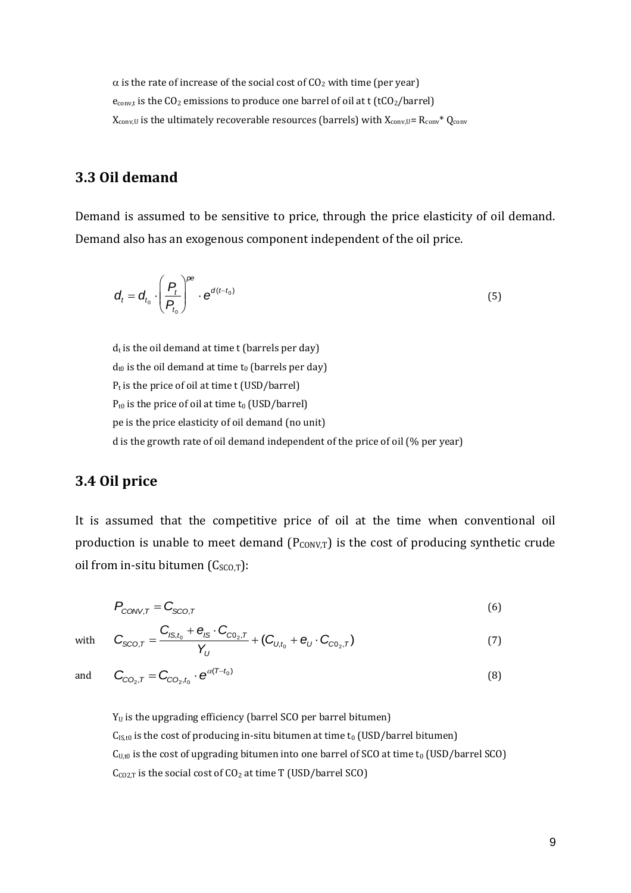$\alpha$ is the rate of increase of the social cost of $CO_2$ with time (per year)

$e_{conv,t}$ is the $CO_2$ emissions to produce one barrel of oil at t ($tCO_2$/barrel)

$X_{conv,U}$ is the ultimately recoverable resources (barrels) with $X_{conv,U} = R_{conv} * Q_{conv}$

## 3.3 Oil demand

Demand is assumed to be sensitive to price, through the price elasticity of oil demand. Demand also has an exogenous component independent of the oil price.

$$d_t = d_{t_0} \cdot \left( \frac{P_t}{P_{t_0}} \right)^{pe} \cdot e^{d(t-t_0)} \tag{5}$$

$d_t$ is the oil demand at time t (barrels per day)

$d_{t0}$ is the oil demand at time $t_0$ (barrels per day)

$P_t$ is the price of oil at time t (USD/barrel)

$P_{t0}$ is the price of oil at time $t_0$ (USD/barrel)

pe is the price elasticity of oil demand (no unit)

d is the growth rate of oil demand independent of the price of oil (% per year)

## 3.4 Oil price

It is assumed that the competitive price of oil at the time when conventional oil production is unable to meet demand ($P_{CONV,T}$) is the cost of producing synthetic crude oil from in-situ bitumen ($C_{SCO,T}$):

$$P_{CONV,T} = C_{SCO,T} \tag{6}$$

with

$$C_{SCO,T} = \frac{C_{IS,t_0} + e_{IS} \cdot C_{CO_2,T}}{Y_U} + (C_{U,t_0} + e_U \cdot C_{CO_2,T}) \tag{7}$$

and

$$C_{CO_2,T} = C_{CO_2,t_0} \cdot e^{\alpha(T-t_0)} \tag{8}$$

$Y_U$ is the upgrading efficiency (barrel SCO per barrel bitumen)

$C_{IS,t0}$ is the cost of producing in-situ bitumen at time $t_0$ (USD/barrel bitumen)

$C_{U,t0}$ is the cost of upgrading bitumen into one barrel of SCO at time $t_0$ (USD/barrel SCO)

$C_{CO2,T}$ is the social cost of $CO_2$ at time T (USD/barrel SCO)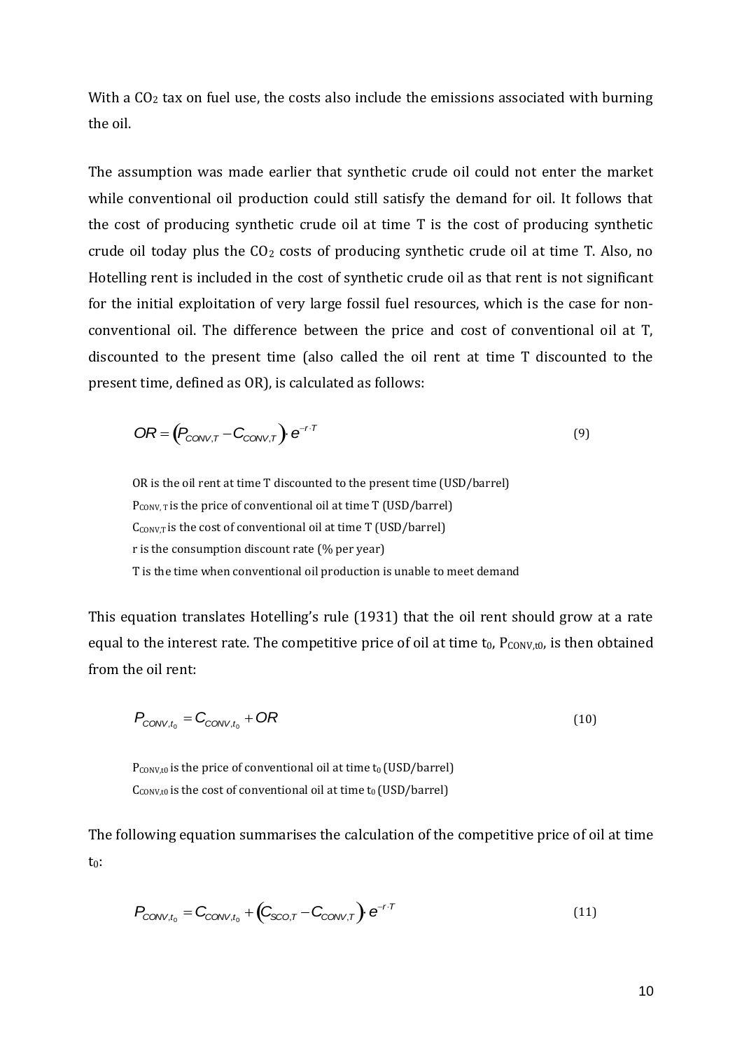With a $CO_2$ tax on fuel use, the costs also include the emissions associated with burning the oil.

The assumption was made earlier that synthetic crude oil could not enter the market while conventional oil production could still satisfy the demand for oil. It follows that the cost of producing synthetic crude oil at time T is the cost of producing synthetic crude oil today plus the $CO_2$ costs of producing synthetic crude oil at time T. Also, no Hotelling rent is included in the cost of synthetic crude oil as that rent is not significant for the initial exploitation of very large fossil fuel resources, which is the case for non-conventional oil. The difference between the price and cost of conventional oil at T, discounted to the present time (also called the oil rent at time T discounted to the present time, defined as OR), is calculated as follows:

$$OR = \left(P_{CONV,T} - C_{CONV,T}\right) \cdot e^{-r \cdot T} \tag{9}$$

OR is the oil rent at time T discounted to the present time (USD/barrel)
$P_{CONV,T}$ is the price of conventional oil at time T (USD/barrel)
$C_{CONV,T}$ is the cost of conventional oil at time T (USD/barrel)
r is the consumption discount rate (% per year)
T is the time when conventional oil production is unable to meet demand

This equation translates Hotelling's rule (1931) that the oil rent should grow at a rate equal to the interest rate. The competitive price of oil at time $t_0$, $P_{CONV,t0}$, is then obtained from the oil rent:

$$P_{CONV,t_0} = C_{CONV,t_0} + OR \tag{10}$$

$P_{CONV,t0}$ is the price of conventional oil at time $t_0$ (USD/barrel)
$C_{CONV,t0}$ is the cost of conventional oil at time $t_0$ (USD/barrel)

The following equation summarises the calculation of the competitive price of oil at time $t_0$:

$$P_{CONV,t_0} = C_{CONV,t_0} + \left(C_{SCO,T} - C_{CONV,T}\right) \cdot e^{-r \cdot T} \tag{11}$$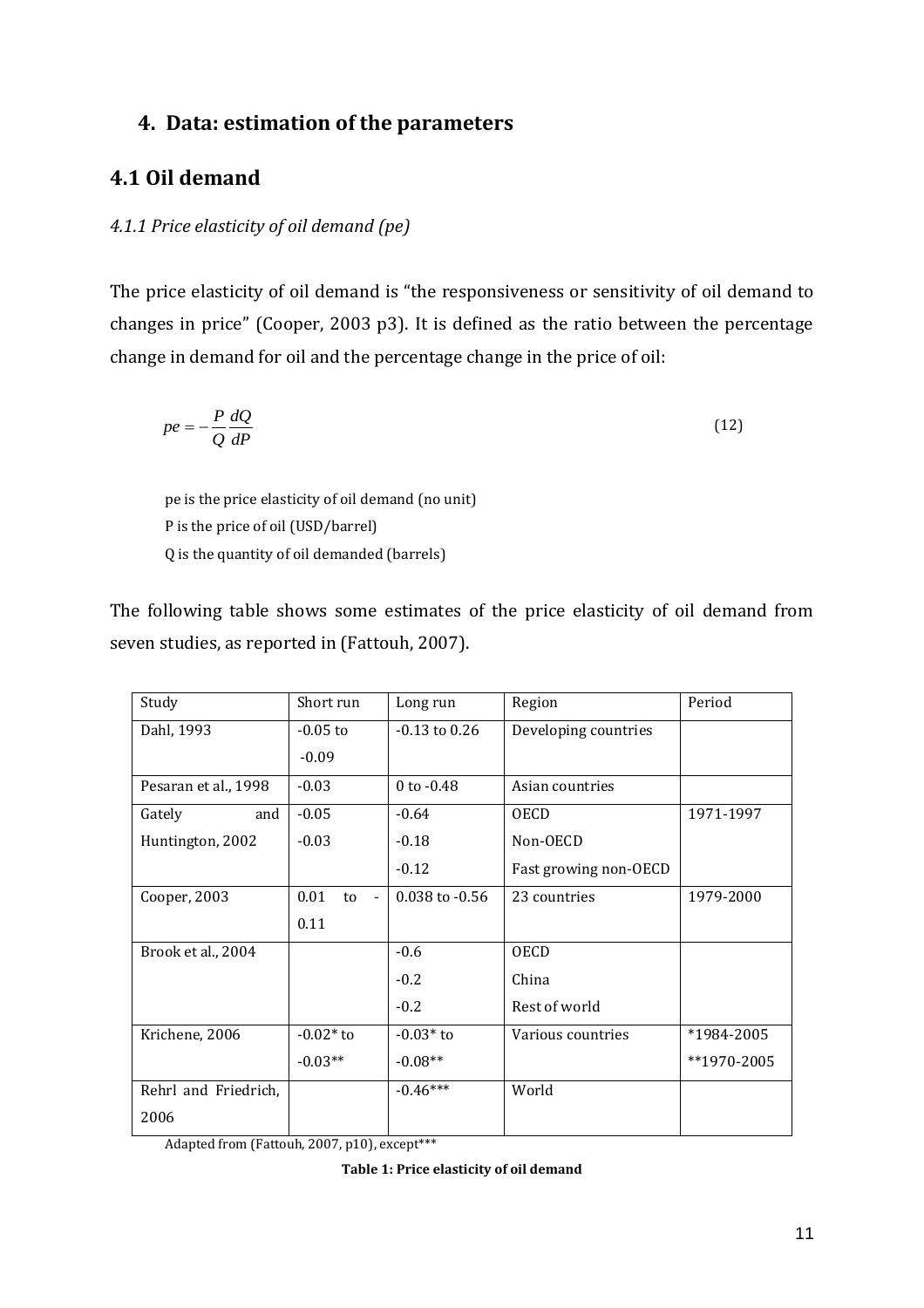## 4. Data: estimation of the parameters

## 4.1 Oil demand

### *4.1.1 Price elasticity of oil demand (pe)*

The price elasticity of oil demand is "the responsiveness or sensitivity of oil demand to changes in price" (Cooper, 2003 p3). It is defined as the ratio between the percentage change in demand for oil and the percentage change in the price of oil:

$$pe = -\frac{P}{Q}\frac{dQ}{dP} \tag{12}$$

pe is the price elasticity of oil demand (no unit)
P is the price of oil (USD/barrel)
Q is the quantity of oil demanded (barrels)

The following table shows some estimates of the price elasticity of oil demand from seven studies, as reported in (Fattouh, 2007).

| Study | Short run | Long run | Region | Period |
|---|---|---|---|---|
| Dahl, 1993 | -0.05 to -0.09 | -0.13 to 0.26 | Developing countries | |
| Pesaran et al., 1998 | -0.03 | 0 to -0.48 | Asian countries | |
| Gately and Huntington, 2002 | -0.05<br>-0.03 | -0.64<br>-0.18<br>-0.12 | OECD<br>Non-OECD<br>Fast growing non-OECD | 1971-1997 |
| Cooper, 2003 | 0.01 to -0.11 | 0.038 to -0.56 | 23 countries | 1979-2000 |
| Brook et al., 2004 | | -0.6<br>-0.2<br>-0.2 | OECD<br>China<br>Rest of world | |
| Krichene, 2006 | -0.02* to -0.03** | -0.03* to -0.08** | Various countries | *1984-2005<br>**1970-2005 |
| Rehrl and Friedrich, 2006 | | -0.46*** | World | |

Adapted from (Fattouh, 2007, p10), except***

**Table 1: Price elasticity of oil demand**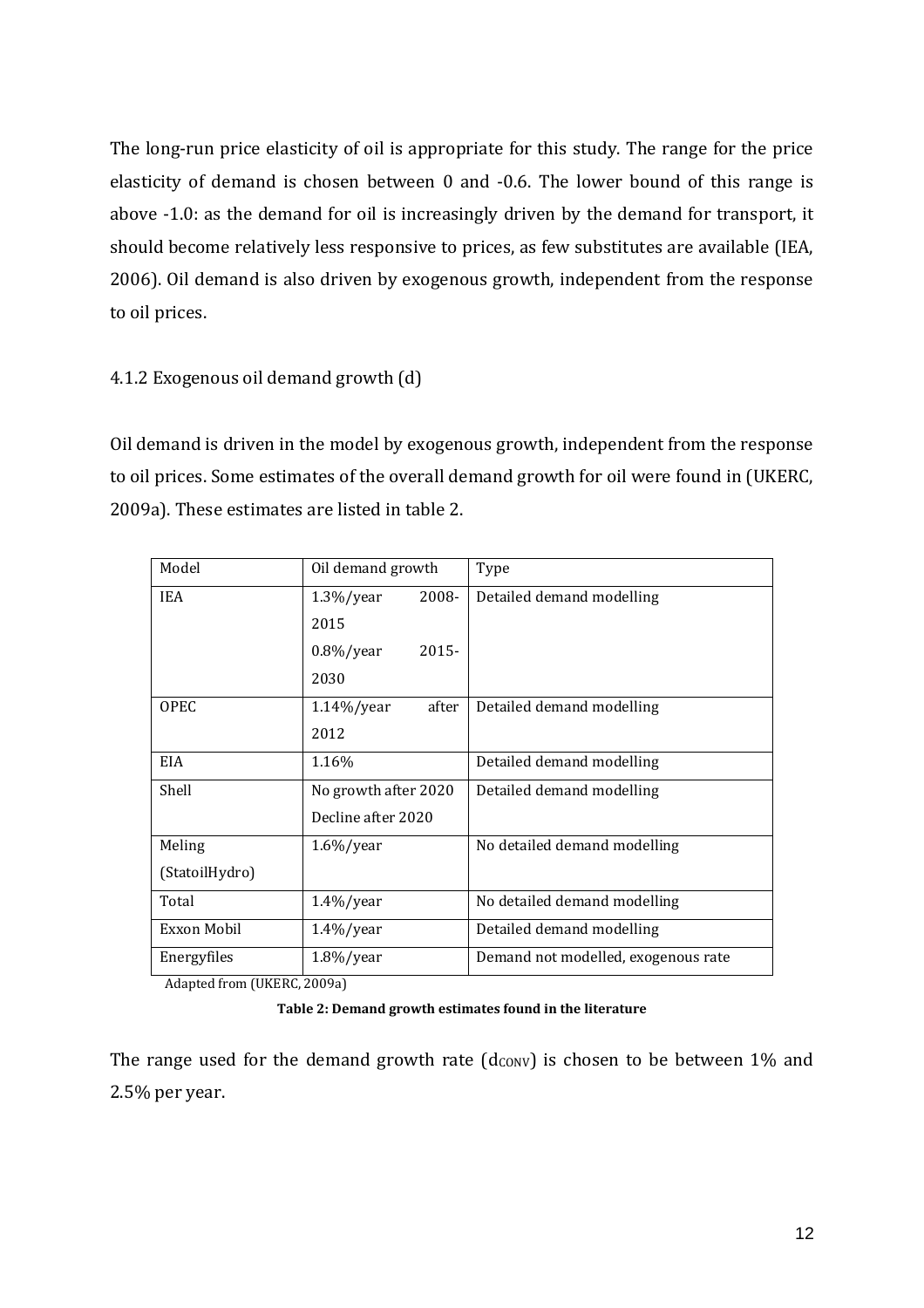The long-run price elasticity of oil is appropriate for this study. The range for the price elasticity of demand is chosen between 0 and -0.6. The lower bound of this range is above -1.0: as the demand for oil is increasingly driven by the demand for transport, it should become relatively less responsive to prices, as few substitutes are available (IEA, 2006). Oil demand is also driven by exogenous growth, independent from the response to oil prices.

### 4.1.2 Exogenous oil demand growth (d)

Oil demand is driven in the model by exogenous growth, independent from the response to oil prices. Some estimates of the overall demand growth for oil were found in (UKERC, 2009a). These estimates are listed in table 2.

| Model | Oil demand growth | Type |
|---|---|---|
| IEA | 1.3%/year 2008-2015<br>0.8%/year 2015-2030 | Detailed demand modelling |
| OPEC | 1.14%/year after 2012 | Detailed demand modelling |
| EIA | 1.16% | Detailed demand modelling |
| Shell | No growth after 2020<br>Decline after 2020 | Detailed demand modelling |
| Meling (StatoilHydro) | 1.6%/year | No detailed demand modelling |
| Total | 1.4%/year | No detailed demand modelling |
| Exxon Mobil | 1.4%/year | Detailed demand modelling |
| Energyfiles | 1.8%/year | Demand not modelled, exogenous rate |

Adapted from (UKERC, 2009a)

**Table 2: Demand growth estimates found in the literature**

The range used for the demand growth rate ($d_{CONV}$) is chosen to be between 1% and 2.5% per year.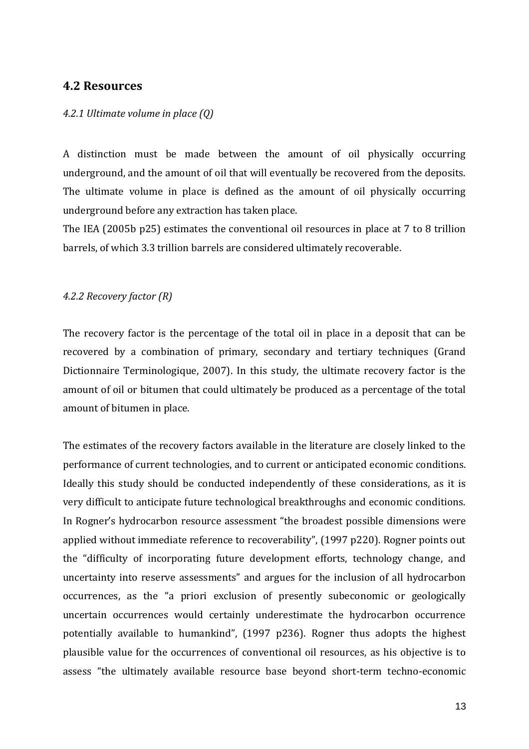## 4.2 Resources

*4.2.1 Ultimate volume in place (Q)*

A distinction must be made between the amount of oil physically occurring underground, and the amount of oil that will eventually be recovered from the deposits. The ultimate volume in place is defined as the amount of oil physically occurring underground before any extraction has taken place.

The IEA (2005b p25) estimates the conventional oil resources in place at 7 to 8 trillion barrels, of which 3.3 trillion barrels are considered ultimately recoverable.

*4.2.2 Recovery factor (R)*

The recovery factor is the percentage of the total oil in place in a deposit that can be recovered by a combination of primary, secondary and tertiary techniques (Grand Dictionnaire Terminologique, 2007). In this study, the ultimate recovery factor is the amount of oil or bitumen that could ultimately be produced as a percentage of the total amount of bitumen in place.

The estimates of the recovery factors available in the literature are closely linked to the performance of current technologies, and to current or anticipated economic conditions. Ideally this study should be conducted independently of these considerations, as it is very difficult to anticipate future technological breakthroughs and economic conditions. In Rogner's hydrocarbon resource assessment "the broadest possible dimensions were applied without immediate reference to recoverability", (1997 p220). Rogner points out the "difficulty of incorporating future development efforts, technology change, and uncertainty into reserve assessments" and argues for the inclusion of all hydrocarbon occurrences, as the "a priori exclusion of presently subeconomic or geologically uncertain occurrences would certainly underestimate the hydrocarbon occurrence potentially available to humankind", (1997 p236). Rogner thus adopts the highest plausible value for the occurrences of conventional oil resources, as his objective is to assess "the ultimately available resource base beyond short-term techno-economic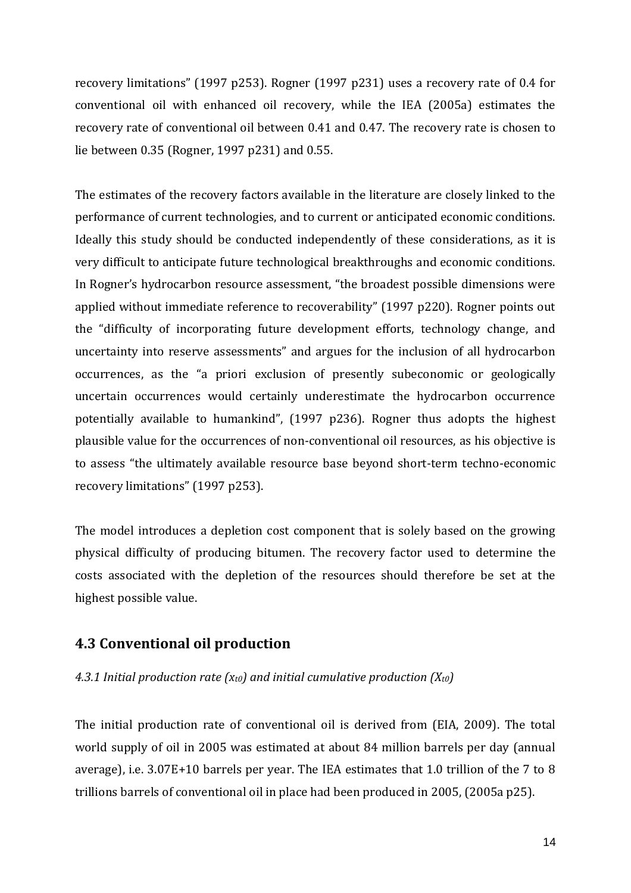recovery limitations" (1997 p253). Rogner (1997 p231) uses a recovery rate of 0.4 for conventional oil with enhanced oil recovery, while the IEA (2005a) estimates the recovery rate of conventional oil between 0.41 and 0.47. The recovery rate is chosen to lie between 0.35 (Rogner, 1997 p231) and 0.55.

The estimates of the recovery factors available in the literature are closely linked to the performance of current technologies, and to current or anticipated economic conditions. Ideally this study should be conducted independently of these considerations, as it is very difficult to anticipate future technological breakthroughs and economic conditions. In Rogner's hydrocarbon resource assessment, "the broadest possible dimensions were applied without immediate reference to recoverability" (1997 p220). Rogner points out the "difficulty of incorporating future development efforts, technology change, and uncertainty into reserve assessments" and argues for the inclusion of all hydrocarbon occurrences, as the "a priori exclusion of presently subeconomic or geologically uncertain occurrences would certainly underestimate the hydrocarbon occurrence potentially available to humankind", (1997 p236). Rogner thus adopts the highest plausible value for the occurrences of non-conventional oil resources, as his objective is to assess "the ultimately available resource base beyond short-term techno-economic recovery limitations" (1997 p253).

The model introduces a depletion cost component that is solely based on the growing physical difficulty of producing bitumen. The recovery factor used to determine the costs associated with the depletion of the resources should therefore be set at the highest possible value.

## 4.3 Conventional oil production

### *4.3.1 Initial production rate ($x_{t0}$) and initial cumulative production ($X_{t0}$)*

The initial production rate of conventional oil is derived from (EIA, 2009). The total world supply of oil in 2005 was estimated at about 84 million barrels per day (annual average), i.e. 3.07E+10 barrels per year. The IEA estimates that 1.0 trillion of the 7 to 8 trillions barrels of conventional oil in place had been produced in 2005, (2005a p25).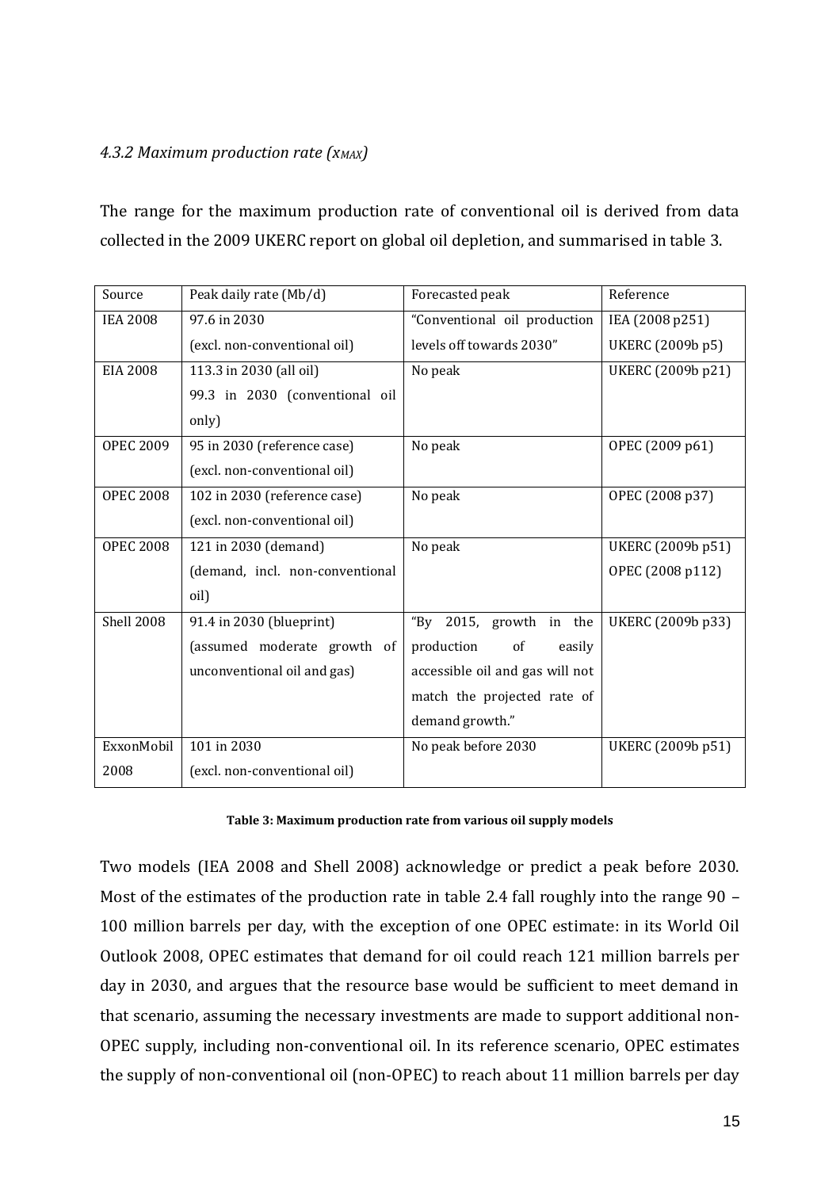#### *4.3.2 Maximum production rate ($x_{MAX}$)*

The range for the maximum production rate of conventional oil is derived from data collected in the 2009 UKERC report on global oil depletion, and summarised in table 3.

| Source | Peak daily rate (Mb/d) | Forecasted peak | Reference |
|---|---|---|---|
| IEA 2008 | 97.6 in 2030 (excl. non-conventional oil) | "Conventional oil production levels off towards 2030" | IEA (2008 p251) UKERC (2009b p5) |
| EIA 2008 | 113.3 in 2030 (all oil) 99.3 in 2030 (conventional oil only) | No peak | UKERC (2009b p21) |
| OPEC 2009 | 95 in 2030 (reference case) (excl. non-conventional oil) | No peak | OPEC (2009 p61) |
| OPEC 2008 | 102 in 2030 (reference case) (excl. non-conventional oil) | No peak | OPEC (2008 p37) |
| OPEC 2008 | 121 in 2030 (demand) (demand, incl. non-conventional oil) | No peak | UKERC (2009b p51) OPEC (2008 p112) |
| Shell 2008 | 91.4 in 2030 (blueprint) (assumed moderate growth of unconventional oil and gas) | "By 2015, growth in the production of easily accessible oil and gas will not match the projected rate of demand growth." | UKERC (2009b p33) |
| ExxonMobil 2008 | 101 in 2030 (excl. non-conventional oil) | No peak before 2030 | UKERC (2009b p51) |

**Table 3: Maximum production rate from various oil supply models**

Two models (IEA 2008 and Shell 2008) acknowledge or predict a peak before 2030. Most of the estimates of the production rate in table 2.4 fall roughly into the range 90 – 100 million barrels per day, with the exception of one OPEC estimate: in its World Oil Outlook 2008, OPEC estimates that demand for oil could reach 121 million barrels per day in 2030, and argues that the resource base would be sufficient to meet demand in that scenario, assuming the necessary investments are made to support additional non-OPEC supply, including non-conventional oil. In its reference scenario, OPEC estimates the supply of non-conventional oil (non-OPEC) to reach about 11 million barrels per day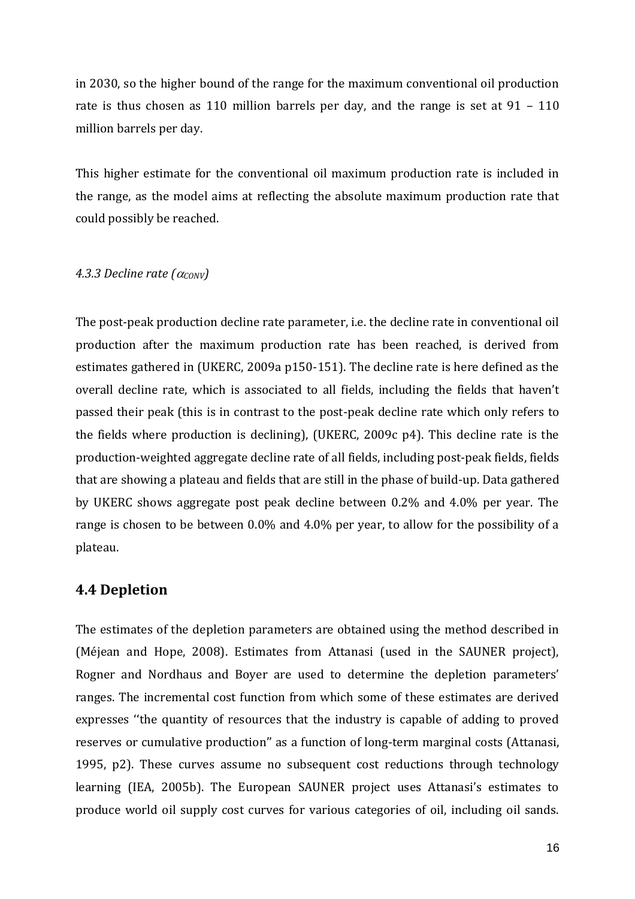in 2030, so the higher bound of the range for the maximum conventional oil production rate is thus chosen as 110 million barrels per day, and the range is set at 91 – 110 million barrels per day.

This higher estimate for the conventional oil maximum production rate is included in the range, as the model aims at reflecting the absolute maximum production rate that could possibly be reached.

### *4.3.3 Decline rate ($\alpha_{CONV}$)*

The post-peak production decline rate parameter, i.e. the decline rate in conventional oil production after the maximum production rate has been reached, is derived from estimates gathered in (UKERC, 2009a p150-151). The decline rate is here defined as the overall decline rate, which is associated to all fields, including the fields that haven't passed their peak (this is in contrast to the post-peak decline rate which only refers to the fields where production is declining), (UKERC, 2009c p4). This decline rate is the production-weighted aggregate decline rate of all fields, including post-peak fields, fields that are showing a plateau and fields that are still in the phase of build-up. Data gathered by UKERC shows aggregate post peak decline between 0.2% and 4.0% per year. The range is chosen to be between 0.0% and 4.0% per year, to allow for the possibility of a plateau.

## 4.4 Depletion

The estimates of the depletion parameters are obtained using the method described in (Méjean and Hope, 2008). Estimates from Attanasi (used in the SAUNER project), Rogner and Nordhaus and Boyer are used to determine the depletion parameters' ranges. The incremental cost function from which some of these estimates are derived expresses ''the quantity of resources that the industry is capable of adding to proved reserves or cumulative production" as a function of long-term marginal costs (Attanasi, 1995, p2). These curves assume no subsequent cost reductions through technology learning (IEA, 2005b). The European SAUNER project uses Attanasi's estimates to produce world oil supply cost curves for various categories of oil, including oil sands.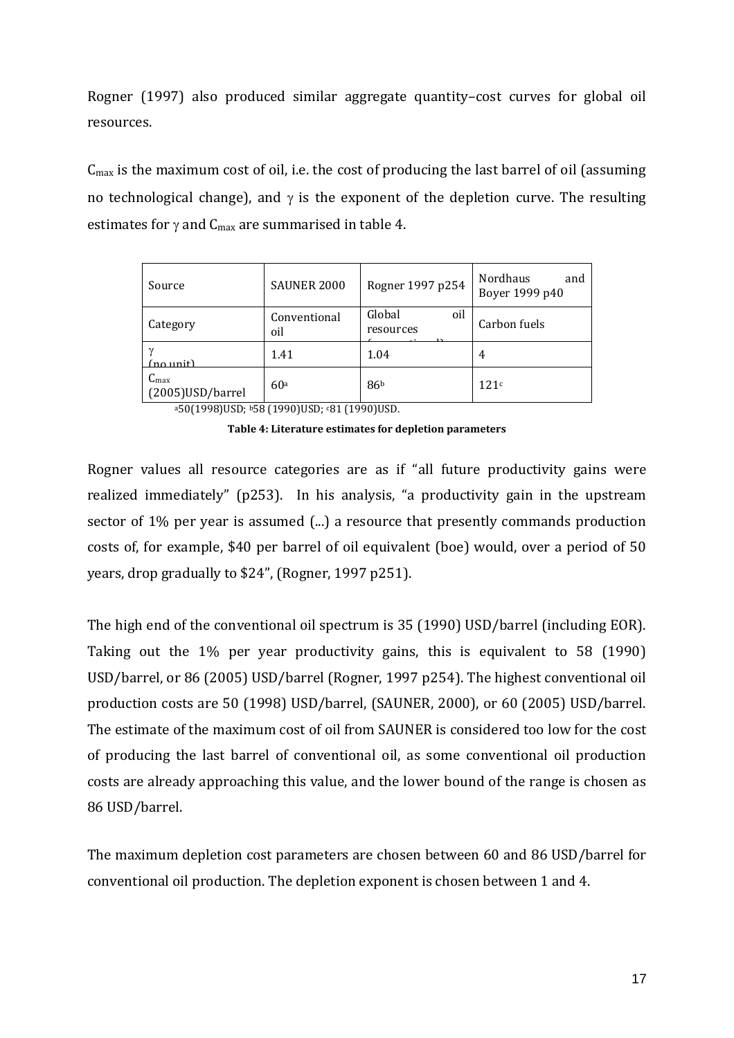Rogner (1997) also produced similar aggregate quantity–cost curves for global oil resources.

$C_{max}$ is the maximum cost of oil, i.e. the cost of producing the last barrel of oil (assuming no technological change), and $\gamma$ is the exponent of the depletion curve. The resulting estimates for $\gamma$ and $C_{max}$ are summarised in table 4.

| Source | SAUNER 2000 | Rogner 1997 p254 | Nordhaus and Boyer 1999 p40 |
|---|---|---|---|
| Category | Conventional oil | Global oil resources (conventional) | Carbon fuels |
| $\gamma$ (no unit) | 1.41 | 1.04 | 4 |
| $C_{max}$ (2005)USD/barrel | 60[a] | 86[b] | 121[c] |

[a]50(1998)USD; [b]58 (1990)USD; [c]81 (1990)USD.

**Table 4: Literature estimates for depletion parameters**

Rogner values all resource categories are as if "all future productivity gains were realized immediately" (p253). In his analysis, "a productivity gain in the upstream sector of 1% per year is assumed (...) a resource that presently commands production costs of, for example, $40 per barrel of oil equivalent (boe) would, over a period of 50 years, drop gradually to $24", (Rogner, 1997 p251).

The high end of the conventional oil spectrum is 35 (1990) USD/barrel (including EOR). Taking out the 1% per year productivity gains, this is equivalent to 58 (1990) USD/barrel, or 86 (2005) USD/barrel (Rogner, 1997 p254). The highest conventional oil production costs are 50 (1998) USD/barrel, (SAUNER, 2000), or 60 (2005) USD/barrel. The estimate of the maximum cost of oil from SAUNER is considered too low for the cost of producing the last barrel of conventional oil, as some conventional oil production costs are already approaching this value, and the lower bound of the range is chosen as 86 USD/barrel.

The maximum depletion cost parameters are chosen between 60 and 86 USD/barrel for conventional oil production. The depletion exponent is chosen between 1 and 4.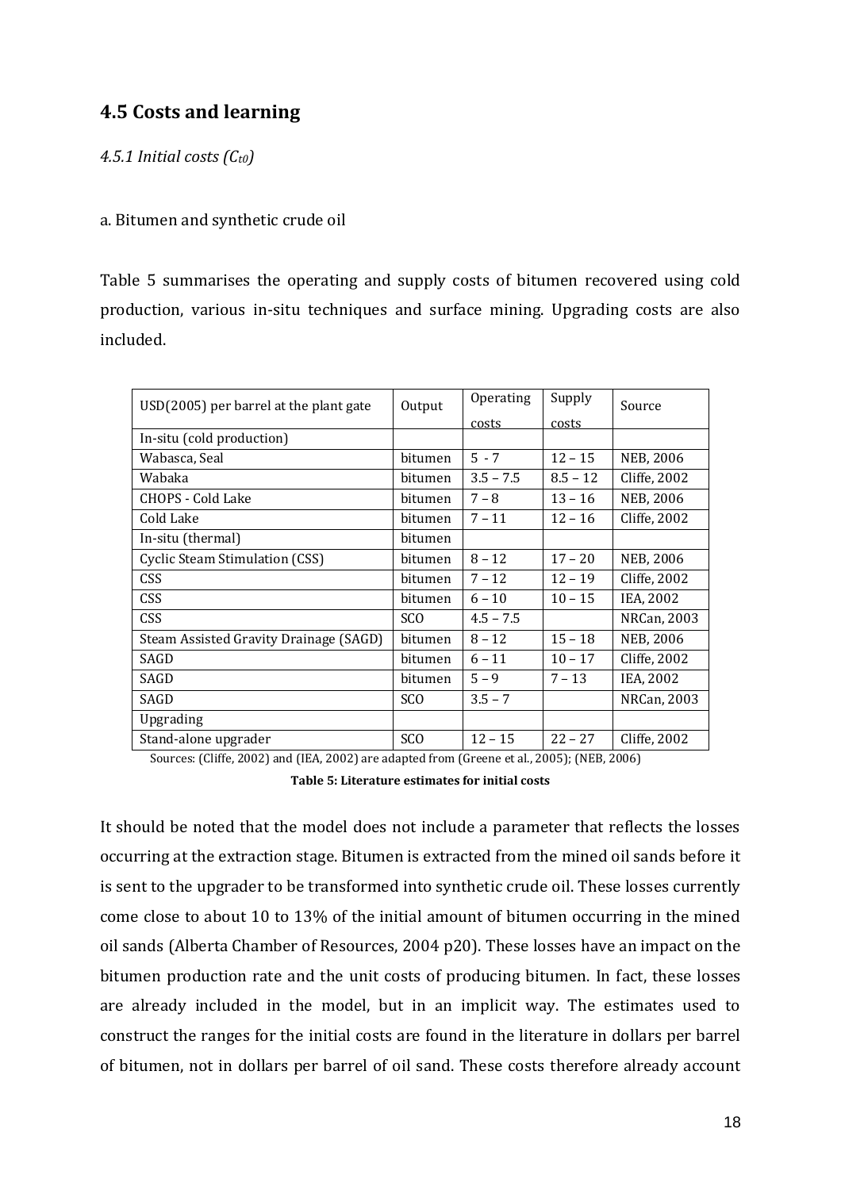## 4.5 Costs and learning

*4.5.1 Initial costs ($C_{t0}$)*

a. Bitumen and synthetic crude oil

Table 5 summarises the operating and supply costs of bitumen recovered using cold production, various in-situ techniques and surface mining. Upgrading costs are also included.

| USD(2005) per barrel at the plant gate | Output | Operating costs | Supply costs | Source |
|---|---|---|---|---|
| In-situ (cold production) | | | | |
| Wabasca, Seal | bitumen | 5 - 7 | 12 – 15 | NEB, 2006 |
| Wabaka | bitumen | 3.5 – 7.5 | 8.5 – 12 | Cliffe, 2002 |
| CHOPS - Cold Lake | bitumen | 7 – 8 | 13 – 16 | NEB, 2006 |
| Cold Lake | bitumen | 7 – 11 | 12 – 16 | Cliffe, 2002 |
| In-situ (thermal) | bitumen | | | |
| Cyclic Steam Stimulation (CSS) | bitumen | 8 – 12 | 17 – 20 | NEB, 2006 |
| CSS | bitumen | 7 – 12 | 12 – 19 | Cliffe, 2002 |
| CSS | bitumen | 6 – 10 | 10 – 15 | IEA, 2002 |
| CSS | SCO | 4.5 – 7.5 | | NRCan, 2003 |
| Steam Assisted Gravity Drainage (SAGD) | bitumen | 8 – 12 | 15 – 18 | NEB, 2006 |
| SAGD | bitumen | 6 – 11 | 10 – 17 | Cliffe, 2002 |
| SAGD | bitumen | 5 – 9 | 7 – 13 | IEA, 2002 |
| SAGD | SCO | 3.5 – 7 | | NRCan, 2003 |
| Upgrading | | | | |
| Stand-alone upgrader | SCO | 12 – 15 | 22 – 27 | Cliffe, 2002 |

Sources: (Cliffe, 2002) and (IEA, 2002) are adapted from (Greene et al., 2005); (NEB, 2006)

**Table 5: Literature estimates for initial costs**

It should be noted that the model does not include a parameter that reflects the losses occurring at the extraction stage. Bitumen is extracted from the mined oil sands before it is sent to the upgrader to be transformed into synthetic crude oil. These losses currently come close to about 10 to 13% of the initial amount of bitumen occurring in the mined oil sands (Alberta Chamber of Resources, 2004 p20). These losses have an impact on the bitumen production rate and the unit costs of producing bitumen. In fact, these losses are already included in the model, but in an implicit way. The estimates used to construct the ranges for the initial costs are found in the literature in dollars per barrel of bitumen, not in dollars per barrel of oil sand. These costs therefore already account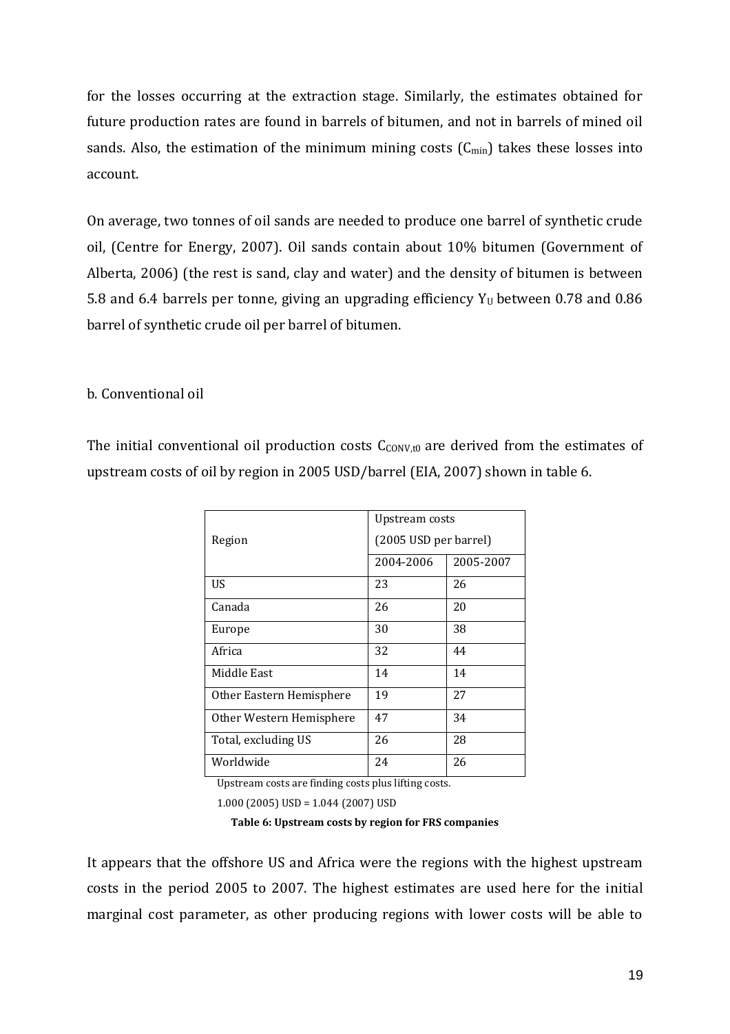for the losses occurring at the extraction stage. Similarly, the estimates obtained for future production rates are found in barrels of bitumen, and not in barrels of mined oil sands. Also, the estimation of the minimum mining costs ($C_{min}$) takes these losses into account.

On average, two tonnes of oil sands are needed to produce one barrel of synthetic crude oil, (Centre for Energy, 2007). Oil sands contain about 10% bitumen (Government of Alberta, 2006) (the rest is sand, clay and water) and the density of bitumen is between 5.8 and 6.4 barrels per tonne, giving an upgrading efficiency $Y_U$ between 0.78 and 0.86 barrel of synthetic crude oil per barrel of bitumen.

b. Conventional oil

The initial conventional oil production costs $C_{CONV,t0}$ are derived from the estimates of upstream costs of oil by region in 2005 USD/barrel (EIA, 2007) shown in table 6.

| Region | Upstream costs (2005 USD per barrel) | |
|---|---|---|
| | 2004-2006 | 2005-2007 |
| US | 23 | 26 |
| Canada | 26 | 20 |
| Europe | 30 | 38 |
| Africa | 32 | 44 |
| Middle East | 14 | 14 |
| Other Eastern Hemisphere | 19 | 27 |
| Other Western Hemisphere | 47 | 34 |
| Total, excluding US | 26 | 28 |
| Worldwide | 24 | 26 |

Upstream costs are finding costs plus lifting costs.

1.000 (2005) USD = 1.044 (2007) USD

**Table 6: Upstream costs by region for FRS companies**

It appears that the offshore US and Africa were the regions with the highest upstream costs in the period 2005 to 2007. The highest estimates are used here for the initial marginal cost parameter, as other producing regions with lower costs will be able to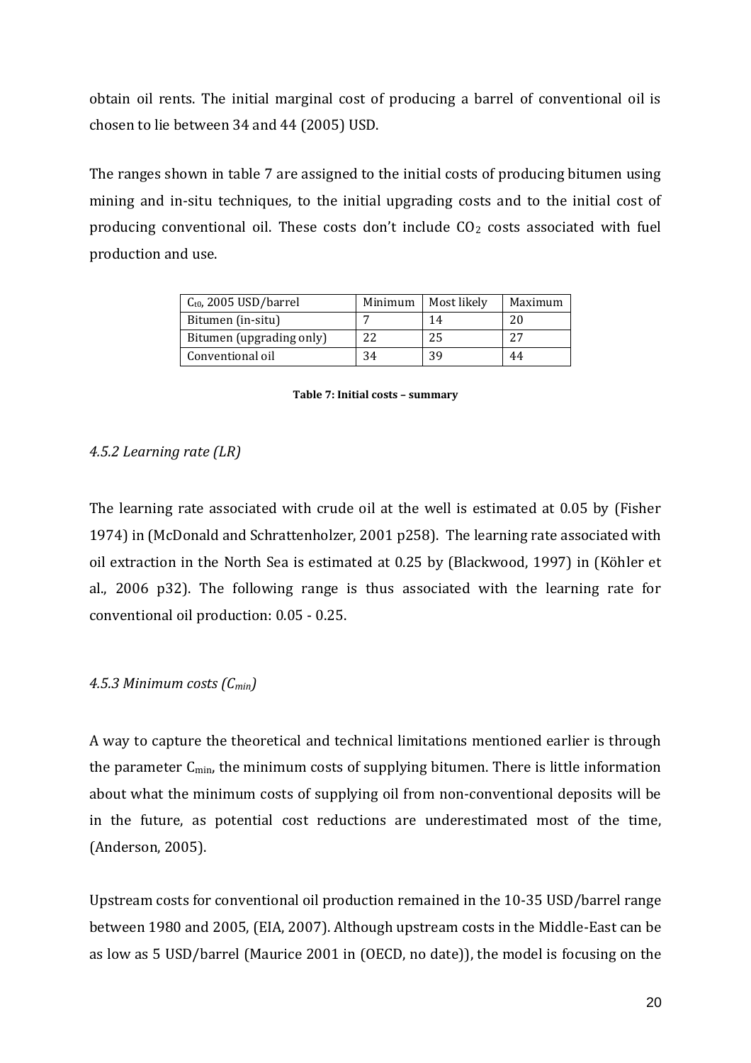obtain oil rents. The initial marginal cost of producing a barrel of conventional oil is chosen to lie between 34 and 44 (2005) USD.

The ranges shown in table 7 are assigned to the initial costs of producing bitumen using mining and in-situ techniques, to the initial upgrading costs and to the initial cost of producing conventional oil. These costs don't include $CO_2$ costs associated with fuel production and use.

| $C_{t0}$, 2005 USD/barrel | Minimum | Most likely | Maximum |
|---|---|---|---|
| Bitumen (in-situ) | 7 | 14 | 20 |
| Bitumen (upgrading only) | 22 | 25 | 27 |
| Conventional oil | 34 | 39 | 44 |

**Table 7: Initial costs – summary**

### *4.5.2 Learning rate (LR)*

The learning rate associated with crude oil at the well is estimated at 0.05 by (Fisher 1974) in (McDonald and Schrattenholzer, 2001 p258). The learning rate associated with oil extraction in the North Sea is estimated at 0.25 by (Blackwood, 1997) in (Köhler et al., 2006 p32). The following range is thus associated with the learning rate for conventional oil production: 0.05 - 0.25.

### *4.5.3 Minimum costs ($C_{min}$)*

A way to capture the theoretical and technical limitations mentioned earlier is through the parameter $C_{min}$, the minimum costs of supplying bitumen. There is little information about what the minimum costs of supplying oil from non-conventional deposits will be in the future, as potential cost reductions are underestimated most of the time, (Anderson, 2005).

Upstream costs for conventional oil production remained in the 10-35 USD/barrel range between 1980 and 2005, (EIA, 2007). Although upstream costs in the Middle-East can be as low as 5 USD/barrel (Maurice 2001 in (OECD, no date)), the model is focusing on the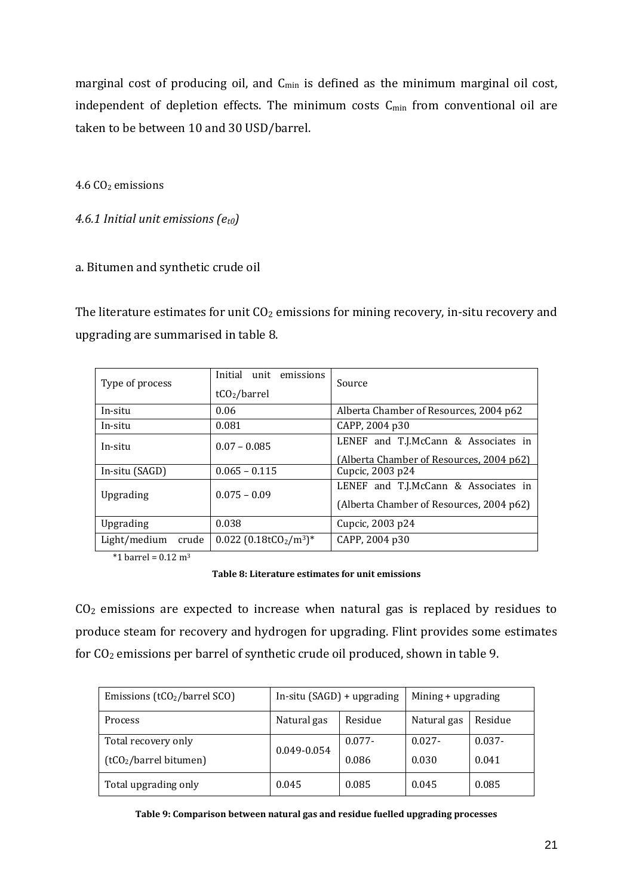marginal cost of producing oil, and $C_{min}$ is defined as the minimum marginal oil cost, independent of depletion effects. The minimum costs $C_{min}$ from conventional oil are taken to be between 10 and 30 USD/barrel.

## 4.6 $CO_2$ emissions

### *4.6.1 Initial unit emissions ($e_{t0}$)*

a. Bitumen and synthetic crude oil

The literature estimates for unit $CO_2$ emissions for mining recovery, in-situ recovery and upgrading are summarised in table 8.

| Type of process | Initial unit emissions $tCO_2$/barrel | Source |
|---|---|---|
| In-situ | 0.06 | Alberta Chamber of Resources, 2004 p62 |
| In-situ | 0.081 | CAPP, 2004 p30 |
| In-situ | 0.07 – 0.085 | LENEF and T.J.McCann & Associates in (Alberta Chamber of Resources, 2004 p62) |
| In-situ (SAGD) | 0.065 – 0.115 | Cupcic, 2003 p24 |
| Upgrading | 0.075 – 0.09 | LENEF and T.J.McCann & Associates in (Alberta Chamber of Resources, 2004 p62) |
| Upgrading | 0.038 | Cupcic, 2003 p24 |
| Light/medium crude | 0.022 (0.18$tCO_2/m^3$)* | CAPP, 2004 p30 |

*1 barrel = 0.12 $m^3$

**Table 8: Literature estimates for unit emissions**

$CO_2$ emissions are expected to increase when natural gas is replaced by residues to produce steam for recovery and hydrogen for upgrading. Flint provides some estimates for $CO_2$ emissions per barrel of synthetic crude oil produced, shown in table 9.

| Emissions ($tCO_2$/barrel SCO) | In-situ (SAGD) + upgrading | | Mining + upgrading | |
|---|---|---|---|---|
| Process | Natural gas | Residue | Natural gas | Residue |
| Total recovery only ($tCO_2$/barrel bitumen) | 0.049-0.054 | 0.077-0.086 | 0.027-0.030 | 0.037-0.041 |
| Total upgrading only | 0.045 | 0.085 | 0.045 | 0.085 |

**Table 9: Comparison between natural gas and residue fuelled upgrading processes**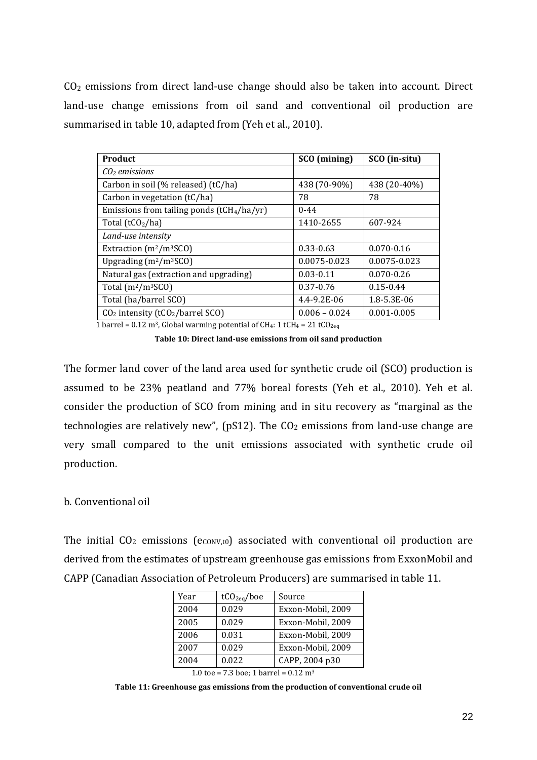$CO_2$ emissions from direct land-use change should also be taken into account. Direct land-use change emissions from oil sand and conventional oil production are summarised in table 10, adapted from (Yeh et al., 2010).

| **Product** | **SCO (mining)** | **SCO (in-situ)** |
|---|---|---|
| *$CO_2$ emissions* | | |
| Carbon in soil (% released) (tC/ha) | 438 (70-90%) | 438 (20-40%) |
| Carbon in vegetation (tC/ha) | 78 | 78 |
| Emissions from tailing ponds ($tCH_4$/ha/yr) | 0-44 | |
| Total ($tCO_2$/ha) | 1410-2655 | 607-924 |
| *Land-use intensity* | | |
| Extraction ($m^2/m^3$SCO) | 0.33-0.63 | 0.070-0.16 |
| Upgrading ($m^2/m^3$SCO) | 0.0075-0.023 | 0.0075-0.023 |
| Natural gas (extraction and upgrading) | 0.03-0.11 | 0.070-0.26 |
| Total ($m^2/m^3$SCO) | 0.37-0.76 | 0.15-0.44 |
| Total (ha/barrel SCO) | 4.4-9.2E-06 | 1.8-5.3E-06 |
| $CO_2$ intensity ($tCO_2$/barrel SCO) | 0.006 – 0.024 | 0.001-0.005 |

1 barrel = 0.12 $m^3$, Global warming potential of $CH_4$: 1 $tCH_4$ = 21 $tCO_{2eq}$

**Table 10: Direct land-use emissions from oil sand production**

The former land cover of the land area used for synthetic crude oil (SCO) production is assumed to be 23% peatland and 77% boreal forests (Yeh et al., 2010). Yeh et al. consider the production of SCO from mining and in situ recovery as "marginal as the technologies are relatively new", (pS12). The $CO_2$ emissions from land-use change are very small compared to the unit emissions associated with synthetic crude oil production.

b. Conventional oil

The initial $CO_2$ emissions ($e_{CONV,t0}$) associated with conventional oil production are derived from the estimates of upstream greenhouse gas emissions from ExxonMobil and CAPP (Canadian Association of Petroleum Producers) are summarised in table 11.

| Year | $tCO_{2eq}$/boe | Source |
|---|---|---|
| 2004 | 0.029 | Exxon-Mobil, 2009 |
| 2005 | 0.029 | Exxon-Mobil, 2009 |
| 2006 | 0.031 | Exxon-Mobil, 2009 |
| 2007 | 0.029 | Exxon-Mobil, 2009 |
| 2004 | 0.022 | CAPP, 2004 p30 |

1.0 toe = 7.3 boe; 1 barrel = 0.12 $m^3$

**Table 11: Greenhouse gas emissions from the production of conventional crude oil**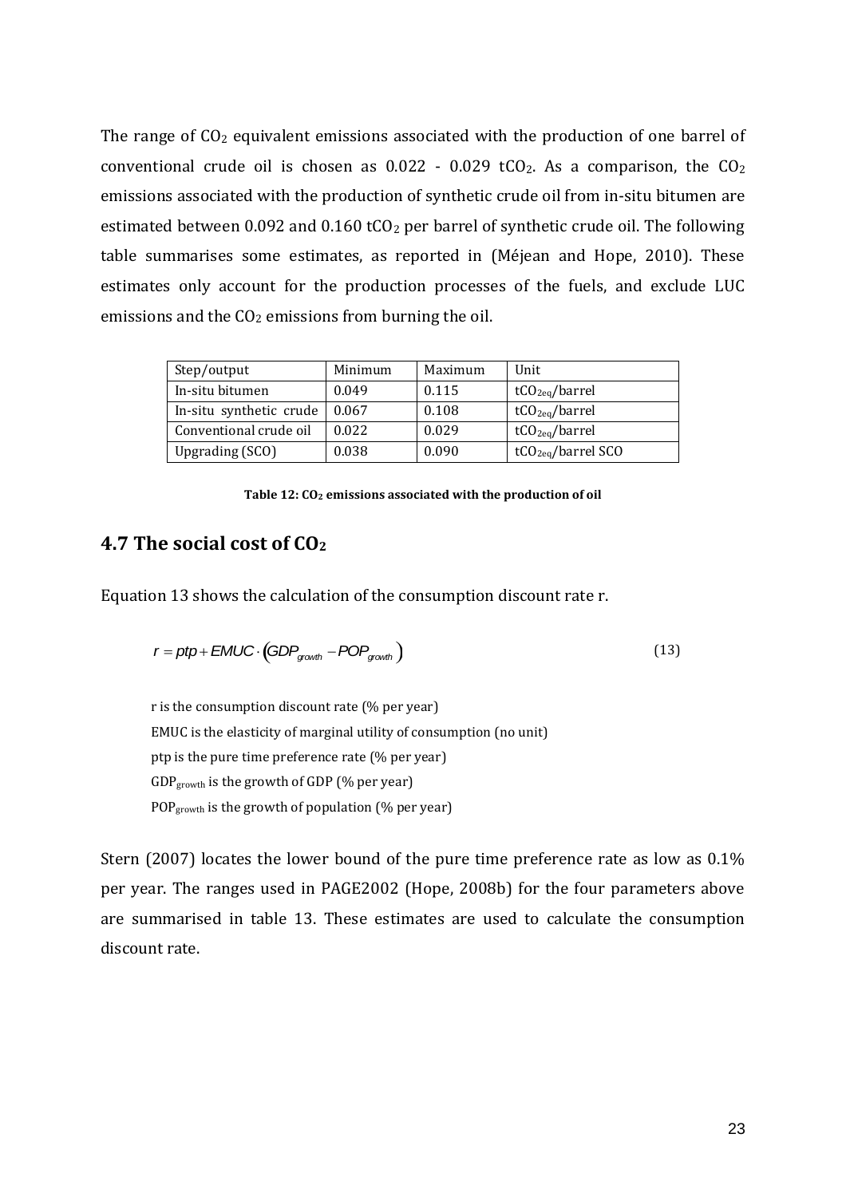The range of $CO_2$ equivalent emissions associated with the production of one barrel of conventional crude oil is chosen as 0.022 - 0.029 $tCO_2$. As a comparison, the $CO_2$ emissions associated with the production of synthetic crude oil from in-situ bitumen are estimated between 0.092 and 0.160 $tCO_2$ per barrel of synthetic crude oil. The following table summarises some estimates, as reported in (Méjean and Hope, 2010). These estimates only account for the production processes of the fuels, and exclude LUC emissions and the $CO_2$ emissions from burning the oil.

| Step/output | Minimum | Maximum | Unit |
|---|---|---|---|
| In-situ bitumen | 0.049 | 0.115 | $tCO_{2eq}$/barrel |
| In-situ synthetic crude | 0.067 | 0.108 | $tCO_{2eq}$/barrel |
| Conventional crude oil | 0.022 | 0.029 | $tCO_{2eq}$/barrel |
| Upgrading (SCO) | 0.038 | 0.090 | $tCO_{2eq}$/barrel SCO |

**Table 12: $CO_2$ emissions associated with the production of oil**

## 4.7 The social cost of $CO_2$

Equation 13 shows the calculation of the consumption discount rate r.

$$r = ptp + EMUC \cdot \left(GDP_{growth} - POP_{growth}\right) \tag{13}$$

r is the consumption discount rate (% per year)

EMUC is the elasticity of marginal utility of consumption (no unit)

ptp is the pure time preference rate (% per year)

$GDP_{growth}$ is the growth of GDP (% per year)

$POP_{growth}$ is the growth of population (% per year)

Stern (2007) locates the lower bound of the pure time preference rate as low as 0.1% per year. The ranges used in PAGE2002 (Hope, 2008b) for the four parameters above are summarised in table 13. These estimates are used to calculate the consumption discount rate.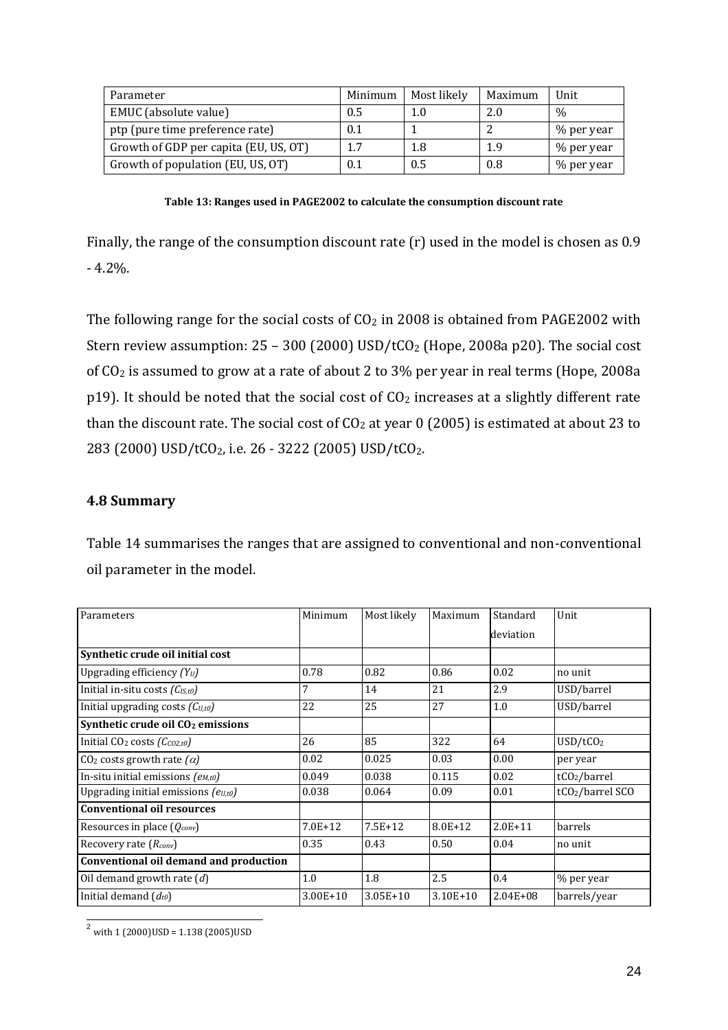| Parameter | Minimum | Most likely | Maximum | Unit |
|---|---|---|---|---|
| EMUC (absolute value) | 0.5 | 1.0 | 2.0 | % |
| ptp (pure time preference rate) | 0.1 | 1 | 2 | % per year |
| Growth of GDP per capita (EU, US, OT) | 1.7 | 1.8 | 1.9 | % per year |
| Growth of population (EU, US, OT) | 0.1 | 0.5 | 0.8 | % per year |

**Table 13: Ranges used in PAGE2002 to calculate the consumption discount rate**

Finally, the range of the consumption discount rate (r) used in the model is chosen as 0.9 - 4.2%.

The following range for the social costs of $CO_2$ in 2008 is obtained from PAGE2002 with Stern review assumption: 25 – 300 (2000) USD/t$CO_2$ (Hope, 2008a p20). The social cost of $CO_2$ is assumed to grow at a rate of about 2 to 3% per year in real terms (Hope, 2008a p19). It should be noted that the social cost of $CO_2$ increases at a slightly different rate than the discount rate. The social cost of $CO_2$ at year 0 (2005) is estimated at about 23 to 283 (2000) USD/t$CO_2$, i.e. 26 - 322[2] (2005) USD/t$CO_2$.

## 4.8 Summary

Table 14 summarises the ranges that are assigned to conventional and non-conventional oil parameter in the model.

| Parameters | Minimum | Most likely | Maximum | Standard deviation | Unit |
|---|---|---|---|---|---|
| **Synthetic crude oil initial cost** | | | | | |
| Upgrading efficiency *($Y_U$)* | 0.78 | 0.82 | 0.86 | 0.02 | no unit |
| Initial in-situ costs *($C_{IS,t0}$)* | 7 | 14 | 21 | 2.9 | USD/barrel |
| Initial upgrading costs *($C_{U,t0}$)* | 22 | 25 | 27 | 1.0 | USD/barrel |
| **Synthetic crude oil $CO_2$ emissions** | | | | | |
| Initial $CO_2$ costs *($C_{CO2,t0}$)* | 26 | 85 | 322 | 64 | USD/t$CO_2$ |
| $CO_2$ costs growth rate *($\alpha$)* | 0.02 | 0.025 | 0.03 | 0.00 | per year |
| In-situ initial emissions *($e_{M,t0}$)* | 0.049 | 0.038 | 0.115 | 0.02 | t$CO_2$/barrel |
| Upgrading initial emissions *($e_{U,t0}$)* | 0.038 | 0.064 | 0.09 | 0.01 | t$CO_2$/barrel SCO |
| **Conventional oil resources** | | | | | |
| Resources in place ($Q_{conv}$) | 7.0E+12 | 7.5E+12 | 8.0E+12 | 2.0E+11 | barrels |
| Recovery rate ($R_{conv}$) | 0.35 | 0.43 | 0.50 | 0.04 | no unit |
| **Conventional oil demand and production** | | | | | |
| Oil demand growth rate ($d$) | 1.0 | 1.8 | 2.5 | 0.4 | % per year |
| Initial demand ($d_{t0}$) | 3.00E+10 | 3.05E+10 | 3.10E+10 | 2.04E+08 | barrels/year |

[2] with 1 (2000)USD = 1.138 (2005)USD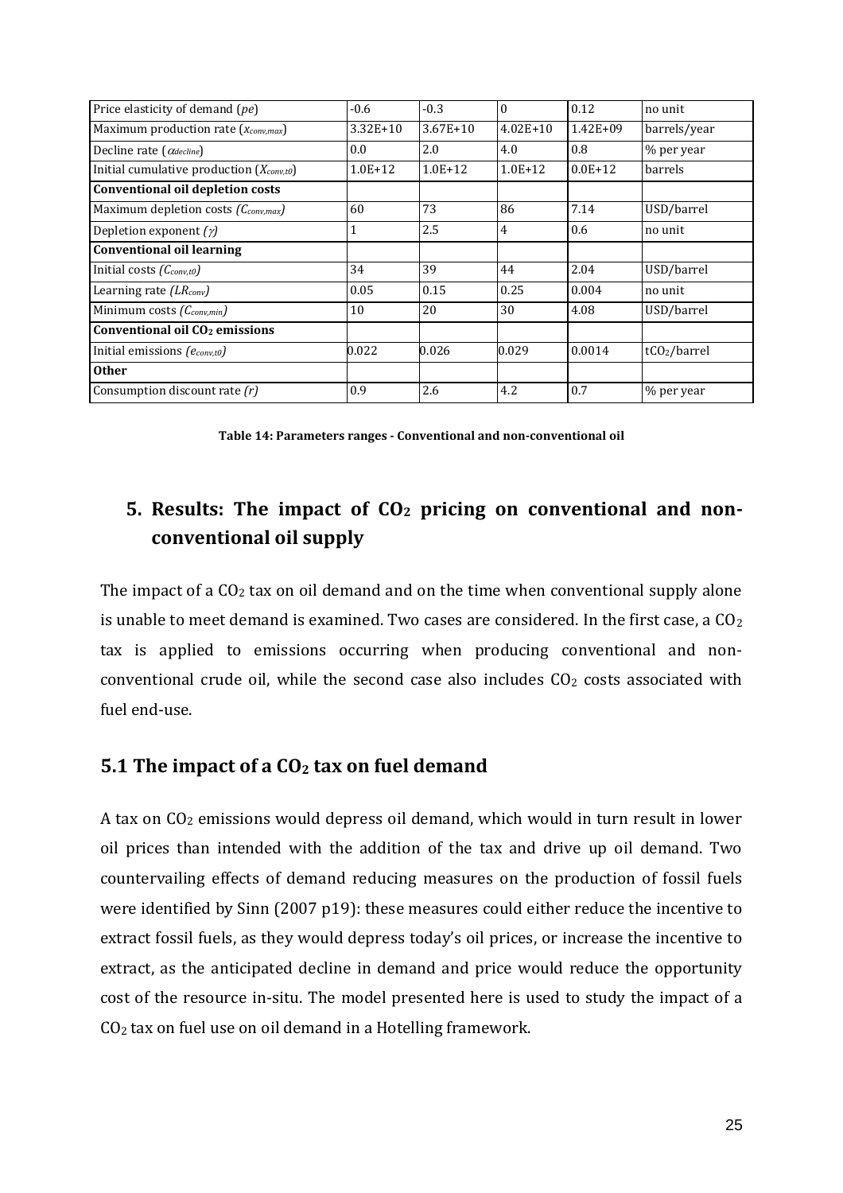| Price elasticity of demand ($pe$) | -0.6 | -0.3 | 0 | 0.12 | no unit |
|---|---|---|---|---|---|
| Maximum production rate ($x_{conv,max}$) | 3.32E+10 | 3.67E+10 | 4.02E+10 | 1.42E+09 | barrels/year |
| Decline rate ($\alpha_{decline}$) | 0.0 | 2.0 | 4.0 | 0.8 | % per year |
| Initial cumulative production ($X_{conv,t0}$) | 1.0E+12 | 1.0E+12 | 1.0E+12 | 0.0E+12 | barrels |
| **Conventional oil depletion costs** | | | | | |
| Maximum depletion costs ($C_{conv,max}$) | 60 | 73 | 86 | 7.14 | USD/barrel |
| Depletion exponent ($\gamma$) | 1 | 2.5 | 4 | 0.6 | no unit |
| **Conventional oil learning** | | | | | |
| Initial costs ($C_{conv,t0}$) | 34 | 39 | 44 | 2.04 | USD/barrel |
| Learning rate ($LR_{conv}$) | 0.05 | 0.15 | 0.25 | 0.004 | no unit |
| Minimum costs ($C_{conv,min}$) | 10 | 20 | 30 | 4.08 | USD/barrel |
| **Conventional oil $CO_2$ emissions** | | | | | |
| Initial emissions ($e_{conv,t0}$) | 0.022 | 0.026 | 0.029 | 0.0014 | $tCO_2$/barrel |
| **Other** | | | | | |
| Consumption discount rate ($r$) | 0.9 | 2.6 | 4.2 | 0.7 | % per year |

**Table 14: Parameters ranges - Conventional and non-conventional oil**

# 5. Results: The impact of $CO_2$ pricing on conventional and non-conventional oil supply

The impact of a $CO_2$ tax on oil demand and on the time when conventional supply alone is unable to meet demand is examined. Two cases are considered. In the first case, a $CO_2$ tax is applied to emissions occurring when producing conventional and non-conventional crude oil, while the second case also includes $CO_2$ costs associated with fuel end-use.

## 5.1 The impact of a $CO_2$ tax on fuel demand

A tax on $CO_2$ emissions would depress oil demand, which would in turn result in lower oil prices than intended with the addition of the tax and drive up oil demand. Two countervailing effects of demand reducing measures on the production of fossil fuels were identified by Sinn (2007 p19): these measures could either reduce the incentive to extract fossil fuels, as they would depress today's oil prices, or increase the incentive to extract, as the anticipated decline in demand and price would reduce the opportunity cost of the resource in-situ. The model presented here is used to study the impact of a $CO_2$ tax on fuel use on oil demand in a Hotelling framework.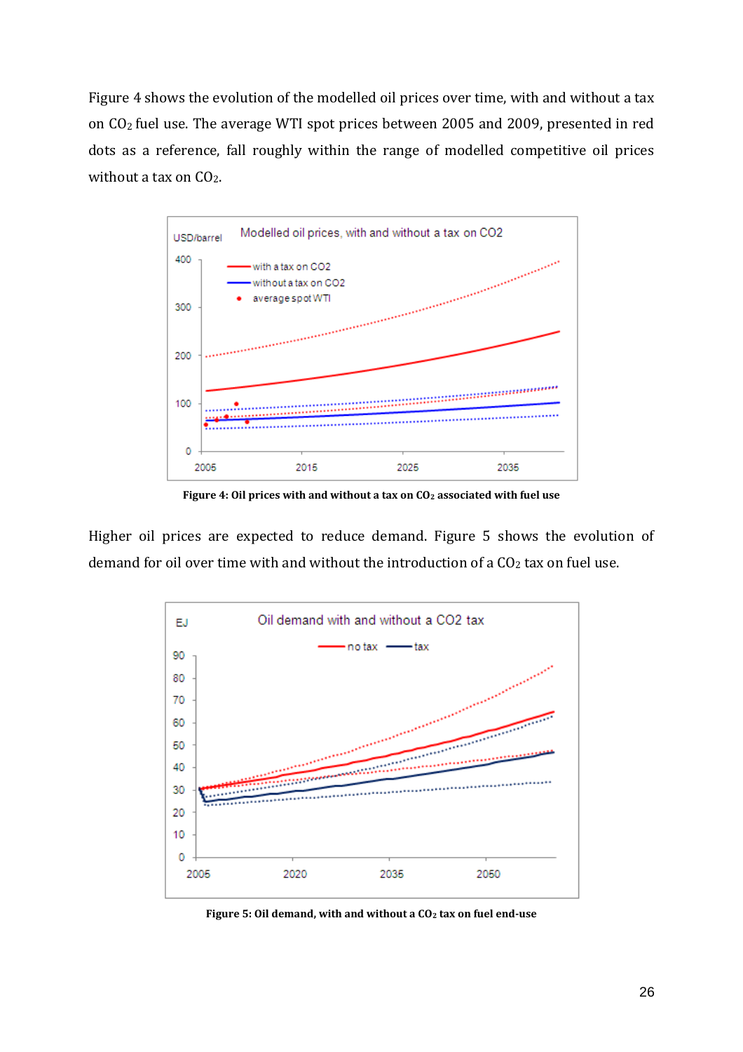Figure 4 shows the evolution of the modelled oil prices over time, with and without a tax on $CO_2$ fuel use. The average WTI spot prices between 2005 and 2009, presented in red dots as a reference, fall roughly within the range of modelled competitive oil prices without a tax on $CO_2$.

**Figure 4: Oil prices with and without a tax on $CO_2$ associated with fuel use**

Higher oil prices are expected to reduce demand. Figure 5 shows the evolution of demand for oil over time with and without the introduction of a $CO_2$ tax on fuel use.

**Figure 5: Oil demand, with and without a $CO_2$ tax on fuel end-use**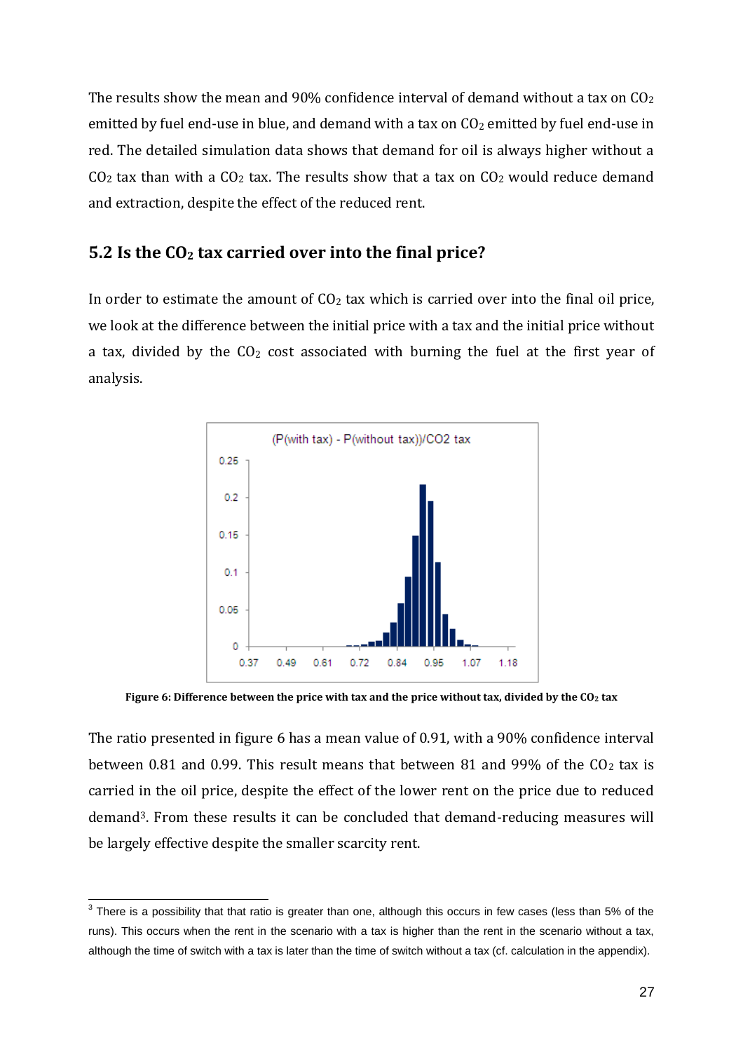The results show the mean and 90% confidence interval of demand without a tax on $CO_2$ emitted by fuel end-use in blue, and demand with a tax on $CO_2$ emitted by fuel end-use in red. The detailed simulation data shows that demand for oil is always higher without a $CO_2$ tax than with a $CO_2$ tax. The results show that a tax on $CO_2$ would reduce demand and extraction, despite the effect of the reduced rent.

## 5.2 Is the $CO_2$ tax carried over into the final price?

In order to estimate the amount of $CO_2$ tax which is carried over into the final oil price, we look at the difference between the initial price with a tax and the initial price without a tax, divided by the $CO_2$ cost associated with burning the fuel at the first year of analysis.

**Figure 6: Difference between the price with tax and the price without tax, divided by the $CO_2$ tax**

The ratio presented in figure 6 has a mean value of 0.91, with a 90% confidence interval between 0.81 and 0.99. This result means that between 81 and 99% of the $CO_2$ tax is carried in the oil price, despite the effect of the lower rent on the price due to reduced demand[3]. From these results it can be concluded that demand-reducing measures will be largely effective despite the smaller scarcity rent.

[3] There is a possibility that that ratio is greater than one, although this occurs in few cases (less than 5% of the runs). This occurs when the rent in the scenario with a tax is higher than the rent in the scenario without a tax, although the time of switch with a tax is later than the time of switch without a tax (cf. calculation in the appendix).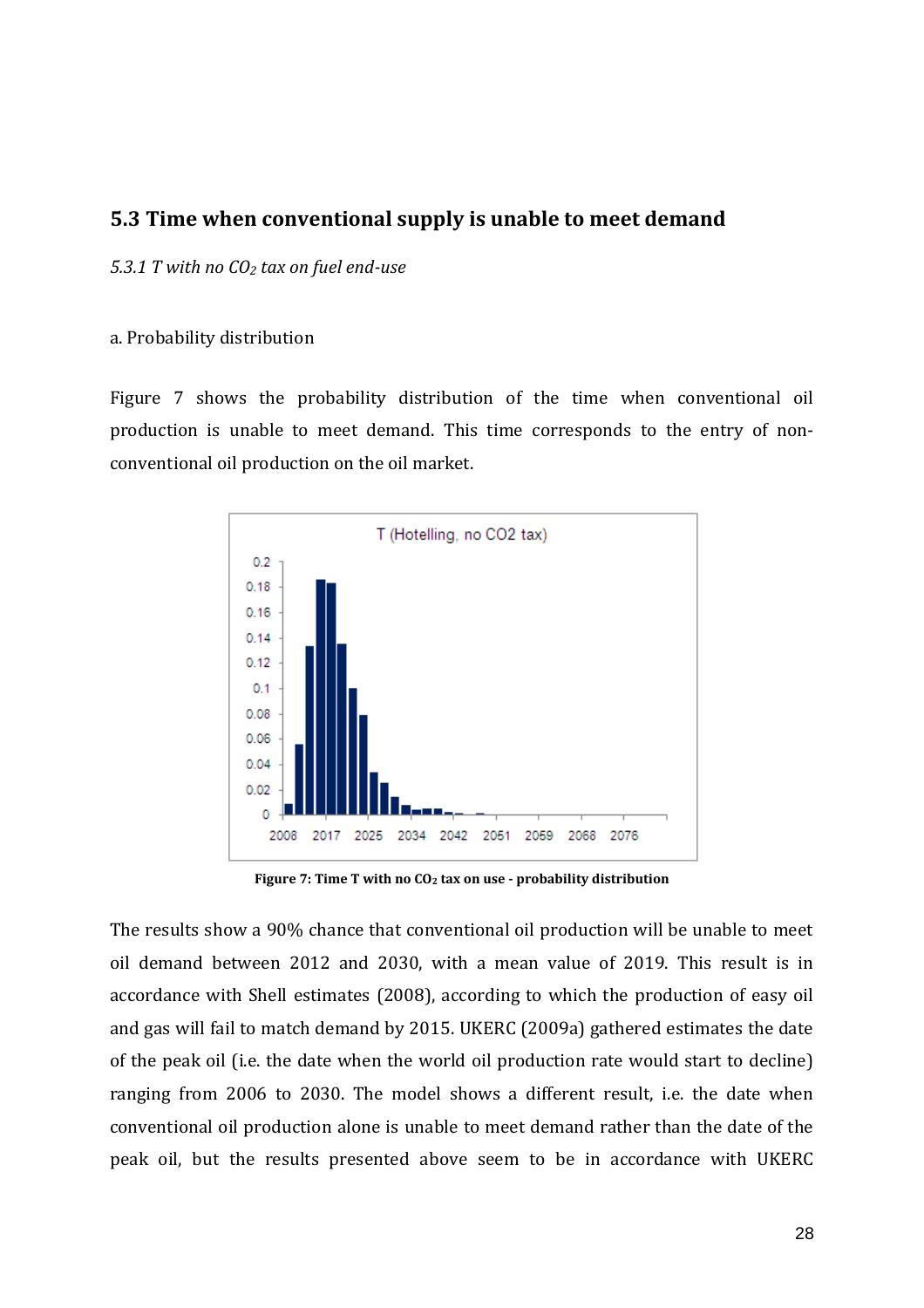## 5.3 Time when conventional supply is unable to meet demand

*5.3.1 T with no $CO_2$ tax on fuel end-use*

a. Probability distribution

Figure 7 shows the probability distribution of the time when conventional oil production is unable to meet demand. This time corresponds to the entry of non-conventional oil production on the oil market.

**Figure 7: Time T with no $CO_2$ tax on use - probability distribution**

The results show a 90% chance that conventional oil production will be unable to meet oil demand between 2012 and 2030, with a mean value of 2019. This result is in accordance with Shell estimates (2008), according to which the production of easy oil and gas will fail to match demand by 2015. UKERC (2009a) gathered estimates the date of the peak oil (i.e. the date when the world oil production rate would start to decline) ranging from 2006 to 2030. The model shows a different result, i.e. the date when conventional oil production alone is unable to meet demand rather than the date of the peak oil, but the results presented above seem to be in accordance with UKERC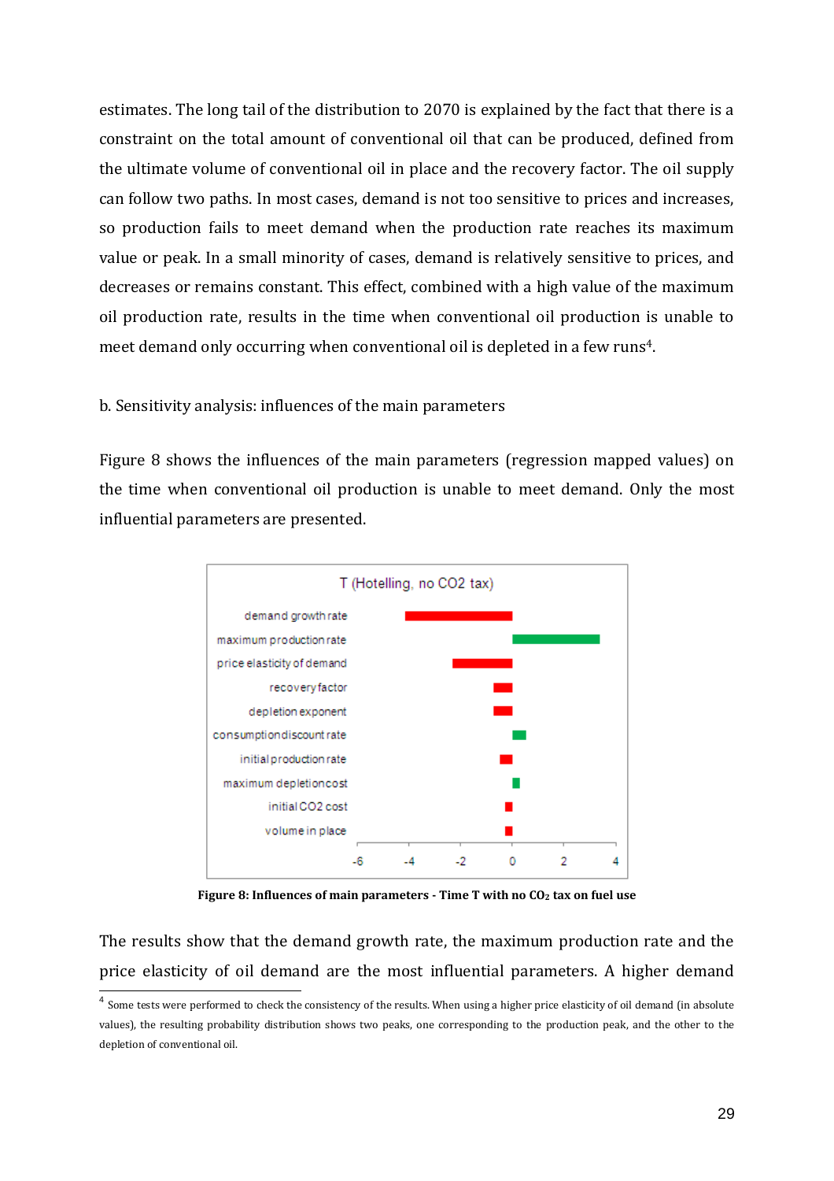estimates. The long tail of the distribution to 2070 is explained by the fact that there is a constraint on the total amount of conventional oil that can be produced, defined from the ultimate volume of conventional oil in place and the recovery factor. The oil supply can follow two paths. In most cases, demand is not too sensitive to prices and increases, so production fails to meet demand when the production rate reaches its maximum value or peak. In a small minority of cases, demand is relatively sensitive to prices, and decreases or remains constant. This effect, combined with a high value of the maximum oil production rate, results in the time when conventional oil production is unable to meet demand only occurring when conventional oil is depleted in a few runs[4].

b. Sensitivity analysis: influences of the main parameters

Figure 8 shows the influences of the main parameters (regression mapped values) on the time when conventional oil production is unable to meet demand. Only the most influential parameters are presented.

Figure 8: Influences of main parameters - Time T with no $CO_2$ tax on fuel use

The results show that the demand growth rate, the maximum production rate and the price elasticity of oil demand are the most influential parameters. A higher demand

[4] Some tests were performed to check the consistency of the results. When using a higher price elasticity of oil demand (in absolute values), the resulting probability distribution shows two peaks, one corresponding to the production peak, and the other to the depletion of conventional oil.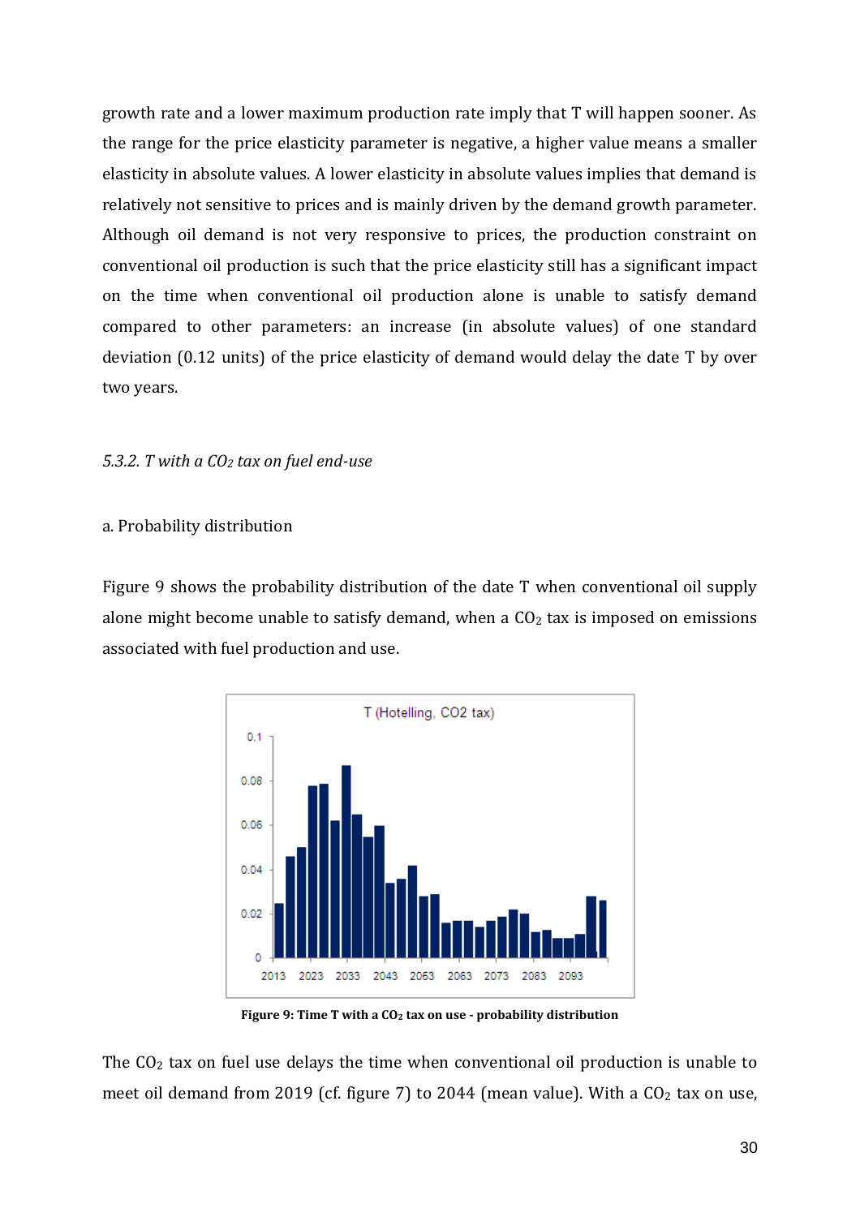growth rate and a lower maximum production rate imply that T will happen sooner. As the range for the price elasticity parameter is negative, a higher value means a smaller elasticity in absolute values. A lower elasticity in absolute values implies that demand is relatively not sensitive to prices and is mainly driven by the demand growth parameter. Although oil demand is not very responsive to prices, the production constraint on conventional oil production is such that the price elasticity still has a significant impact on the time when conventional oil production alone is unable to satisfy demand compared to other parameters: an increase (in absolute values) of one standard deviation (0.12 units) of the price elasticity of demand would delay the date T by over two years.

### *5.3.2. T with a $CO_2$ tax on fuel end-use*

a. Probability distribution

Figure 9 shows the probability distribution of the date T when conventional oil supply alone might become unable to satisfy demand, when a $CO_2$ tax is imposed on emissions associated with fuel production and use.

**Figure 9: Time T with a $CO_2$ tax on use - probability distribution**

The $CO_2$ tax on fuel use delays the time when conventional oil production is unable to meet oil demand from 2019 (cf. figure 7) to 2044 (mean value). With a $CO_2$ tax on use,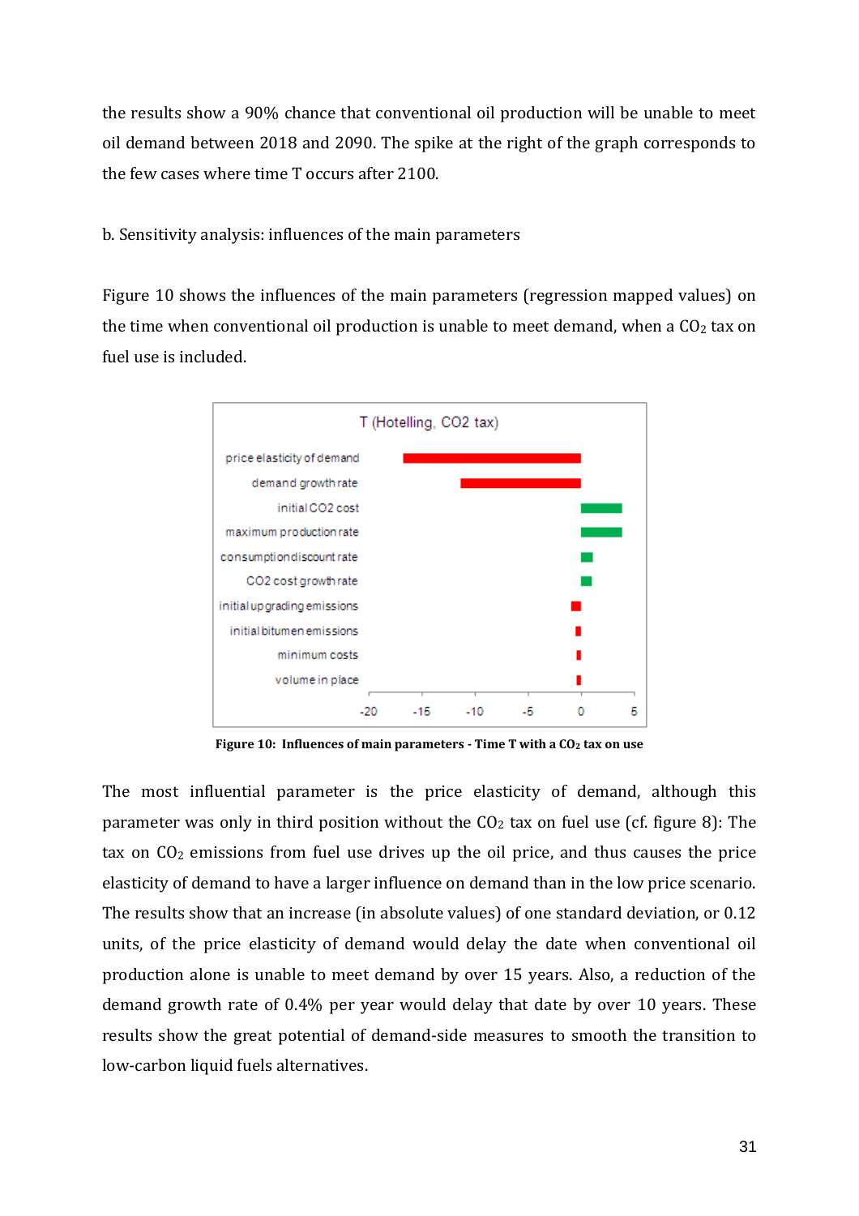the results show a 90% chance that conventional oil production will be unable to meet oil demand between 2018 and 2090. The spike at the right of the graph corresponds to the few cases where time T occurs after 2100.

b. Sensitivity analysis: influences of the main parameters

Figure 10 shows the influences of the main parameters (regression mapped values) on the time when conventional oil production is unable to meet demand, when a $CO_2$ tax on fuel use is included.

**Figure 10: Influences of main parameters - Time T with a $CO_2$ tax on use**

The most influential parameter is the price elasticity of demand, although this parameter was only in third position without the $CO_2$ tax on fuel use (cf. figure 8): The tax on $CO_2$ emissions from fuel use drives up the oil price, and thus causes the price elasticity of demand to have a larger influence on demand than in the low price scenario. The results show that an increase (in absolute values) of one standard deviation, or 0.12 units, of the price elasticity of demand would delay the date when conventional oil production alone is unable to meet demand by over 15 years. Also, a reduction of the demand growth rate of 0.4% per year would delay that date by over 10 years. These results show the great potential of demand-side measures to smooth the transition to low-carbon liquid fuels alternatives.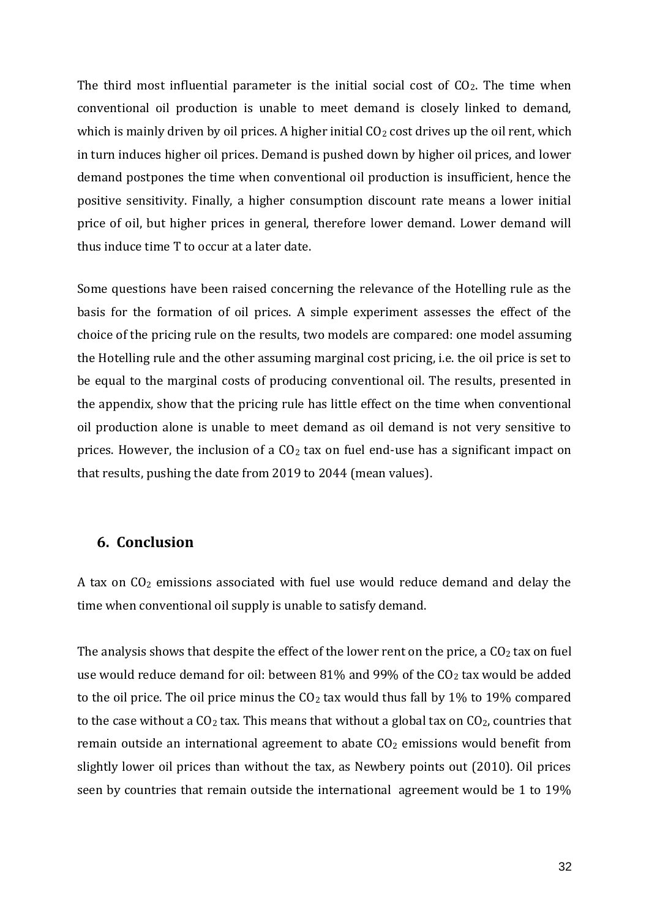The third most influential parameter is the initial social cost of $CO_2$. The time when conventional oil production is unable to meet demand is closely linked to demand, which is mainly driven by oil prices. A higher initial $CO_2$ cost drives up the oil rent, which in turn induces higher oil prices. Demand is pushed down by higher oil prices, and lower demand postpones the time when conventional oil production is insufficient, hence the positive sensitivity. Finally, a higher consumption discount rate means a lower initial price of oil, but higher prices in general, therefore lower demand. Lower demand will thus induce time T to occur at a later date.

Some questions have been raised concerning the relevance of the Hotelling rule as the basis for the formation of oil prices. A simple experiment assesses the effect of the choice of the pricing rule on the results, two models are compared: one model assuming the Hotelling rule and the other assuming marginal cost pricing, i.e. the oil price is set to be equal to the marginal costs of producing conventional oil. The results, presented in the appendix, show that the pricing rule has little effect on the time when conventional oil production alone is unable to meet demand as oil demand is not very sensitive to prices. However, the inclusion of a $CO_2$ tax on fuel end-use has a significant impact on that results, pushing the date from 2019 to 2044 (mean values).

## 6. Conclusion

A tax on $CO_2$ emissions associated with fuel use would reduce demand and delay the time when conventional oil supply is unable to satisfy demand.

The analysis shows that despite the effect of the lower rent on the price, a $CO_2$ tax on fuel use would reduce demand for oil: between 81% and 99% of the $CO_2$ tax would be added to the oil price. The oil price minus the $CO_2$ tax would thus fall by 1% to 19% compared to the case without a $CO_2$ tax. This means that without a global tax on $CO_2$, countries that remain outside an international agreement to abate $CO_2$ emissions would benefit from slightly lower oil prices than without the tax, as Newbery points out (2010). Oil prices seen by countries that remain outside the international agreement would be 1 to 19%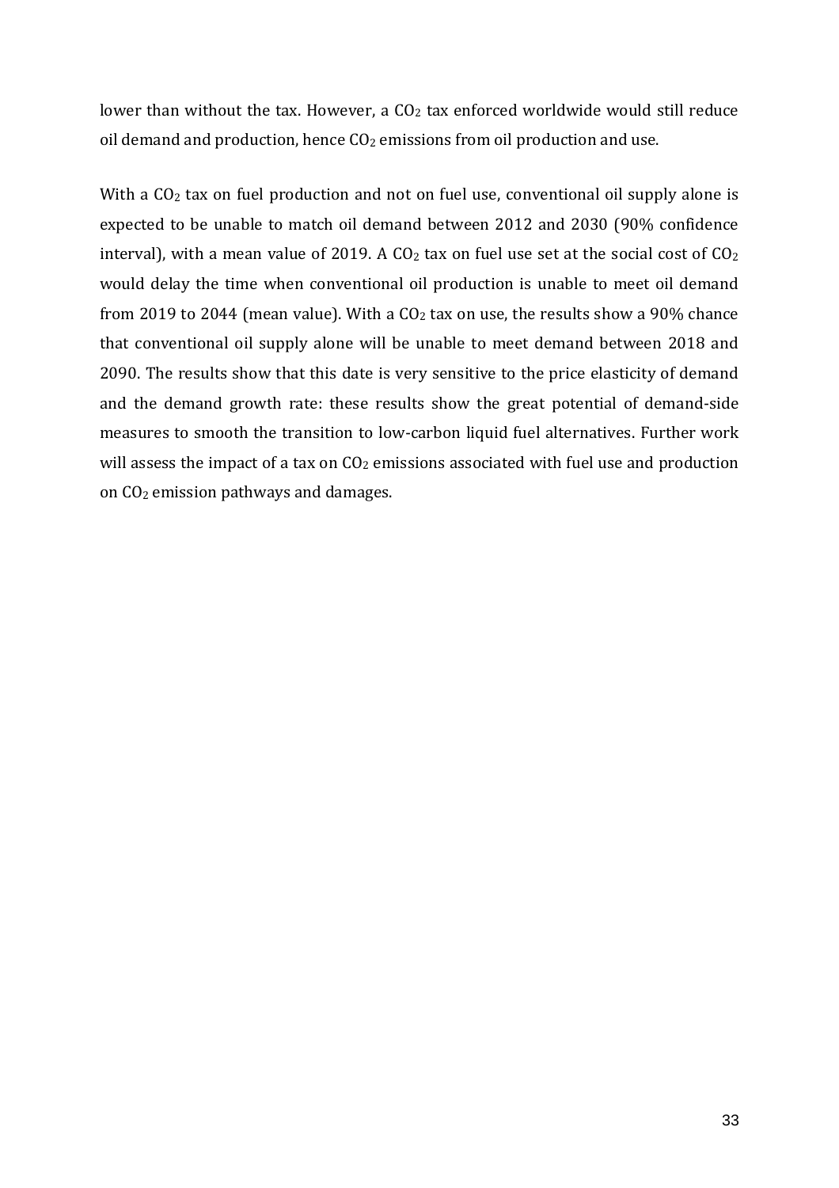lower than without the tax. However, a $CO_2$ tax enforced worldwide would still reduce oil demand and production, hence $CO_2$ emissions from oil production and use.

With a $CO_2$ tax on fuel production and not on fuel use, conventional oil supply alone is expected to be unable to match oil demand between 2012 and 2030 (90% confidence interval), with a mean value of 2019. A $CO_2$ tax on fuel use set at the social cost of $CO_2$ would delay the time when conventional oil production is unable to meet oil demand from 2019 to 2044 (mean value). With a $CO_2$ tax on use, the results show a 90% chance that conventional oil supply alone will be unable to meet demand between 2018 and 2090. The results show that this date is very sensitive to the price elasticity of demand and the demand growth rate: these results show the great potential of demand-side measures to smooth the transition to low-carbon liquid fuel alternatives. Further work will assess the impact of a tax on $CO_2$ emissions associated with fuel use and production on $CO_2$ emission pathways and damages.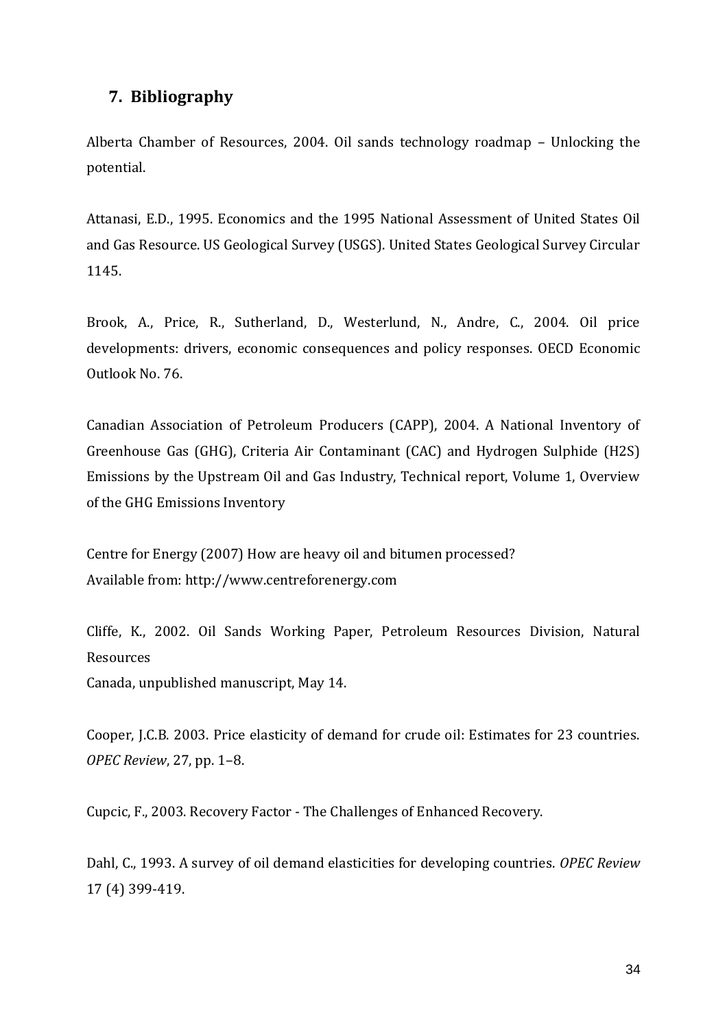## 7. Bibliography

Alberta Chamber of Resources, 2004. Oil sands technology roadmap – Unlocking the potential.

Attanasi, E.D., 1995. Economics and the 1995 National Assessment of United States Oil and Gas Resource. US Geological Survey (USGS). United States Geological Survey Circular 1145.

Brook, A., Price, R., Sutherland, D., Westerlund, N., Andre, C., 2004. Oil price developments: drivers, economic consequences and policy responses. OECD Economic Outlook No. 76.

Canadian Association of Petroleum Producers (CAPP), 2004. A National Inventory of Greenhouse Gas (GHG), Criteria Air Contaminant (CAC) and Hydrogen Sulphide (H2S) Emissions by the Upstream Oil and Gas Industry, Technical report, Volume 1, Overview of the GHG Emissions Inventory

Centre for Energy (2007) How are heavy oil and bitumen processed?
Available from: http://www.centreforenergy.com

Cliffe, K., 2002. Oil Sands Working Paper, Petroleum Resources Division, Natural Resources
Canada, unpublished manuscript, May 14.

Cooper, J.C.B. 2003. Price elasticity of demand for crude oil: Estimates for 23 countries. *OPEC Review*, 27, pp. 1–8.

Cupcic, F., 2003. Recovery Factor - The Challenges of Enhanced Recovery.

Dahl, C., 1993. A survey of oil demand elasticities for developing countries. *OPEC Review* 17 (4) 399-419.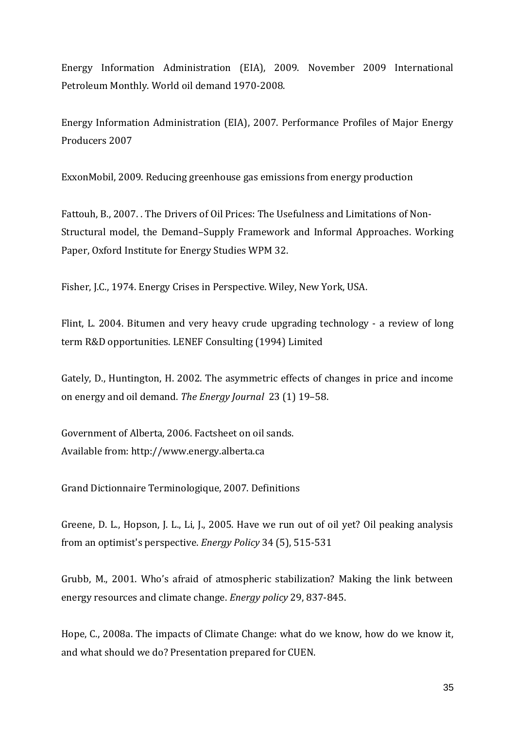Energy Information Administration (EIA), 2009. November 2009 International Petroleum Monthly. World oil demand 1970-2008.

Energy Information Administration (EIA), 2007. Performance Profiles of Major Energy Producers 2007

ExxonMobil, 2009. Reducing greenhouse gas emissions from energy production

Fattouh, B., 2007. . The Drivers of Oil Prices: The Usefulness and Limitations of Non-Structural model, the Demand–Supply Framework and Informal Approaches. Working Paper, Oxford Institute for Energy Studies WPM 32.

Fisher, J.C., 1974. Energy Crises in Perspective. Wiley, New York, USA.

Flint, L. 2004. Bitumen and very heavy crude upgrading technology - a review of long term R&D opportunities. LENEF Consulting (1994) Limited

Gately, D., Huntington, H. 2002. The asymmetric effects of changes in price and income on energy and oil demand. *The Energy Journal* 23 (1) 19–58.

Government of Alberta, 2006. Factsheet on oil sands.
Available from: http://www.energy.alberta.ca

Grand Dictionnaire Terminologique, 2007. Definitions

Greene, D. L., Hopson, J. L., Li, J., 2005. Have we run out of oil yet? Oil peaking analysis from an optimist's perspective. *Energy Policy* 34 (5), 515-531

Grubb, M., 2001. Who's afraid of atmospheric stabilization? Making the link between energy resources and climate change. *Energy policy* 29, 837-845.

Hope, C., 2008a. The impacts of Climate Change: what do we know, how do we know it, and what should we do? Presentation prepared for CUEN.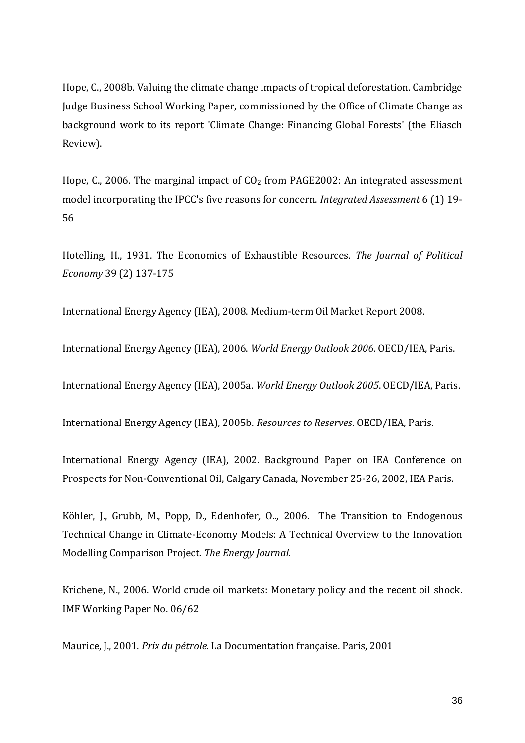Hope, C., 2008b. Valuing the climate change impacts of tropical deforestation. Cambridge Judge Business School Working Paper, commissioned by the Office of Climate Change as background work to its report 'Climate Change: Financing Global Forests' (the Eliasch Review).

Hope, C., 2006. The marginal impact of $CO_2$ from PAGE2002: An integrated assessment model incorporating the IPCC's five reasons for concern. *Integrated Assessment* 6 (1) 19-56

Hotelling, H., 1931. The Economics of Exhaustible Resources. *The Journal of Political Economy* 39 (2) 137-175

International Energy Agency (IEA), 2008. Medium-term Oil Market Report 2008.

International Energy Agency (IEA), 2006. *World Energy Outlook 2006*. OECD/IEA, Paris.

International Energy Agency (IEA), 2005a. *World Energy Outlook 2005*. OECD/IEA, Paris.

International Energy Agency (IEA), 2005b. *Resources to Reserves*. OECD/IEA, Paris.

International Energy Agency (IEA), 2002. Background Paper on IEA Conference on Prospects for Non-Conventional Oil, Calgary Canada, November 25-26, 2002, IEA Paris.

Köhler, J., Grubb, M., Popp, D., Edenhofer, O.., 2006. The Transition to Endogenous Technical Change in Climate-Economy Models: A Technical Overview to the Innovation Modelling Comparison Project. *The Energy Journal.*

Krichene, N., 2006. World crude oil markets: Monetary policy and the recent oil shock. IMF Working Paper No. 06/62

Maurice, J., 2001. *Prix du pétrole.* La Documentation française. Paris, 2001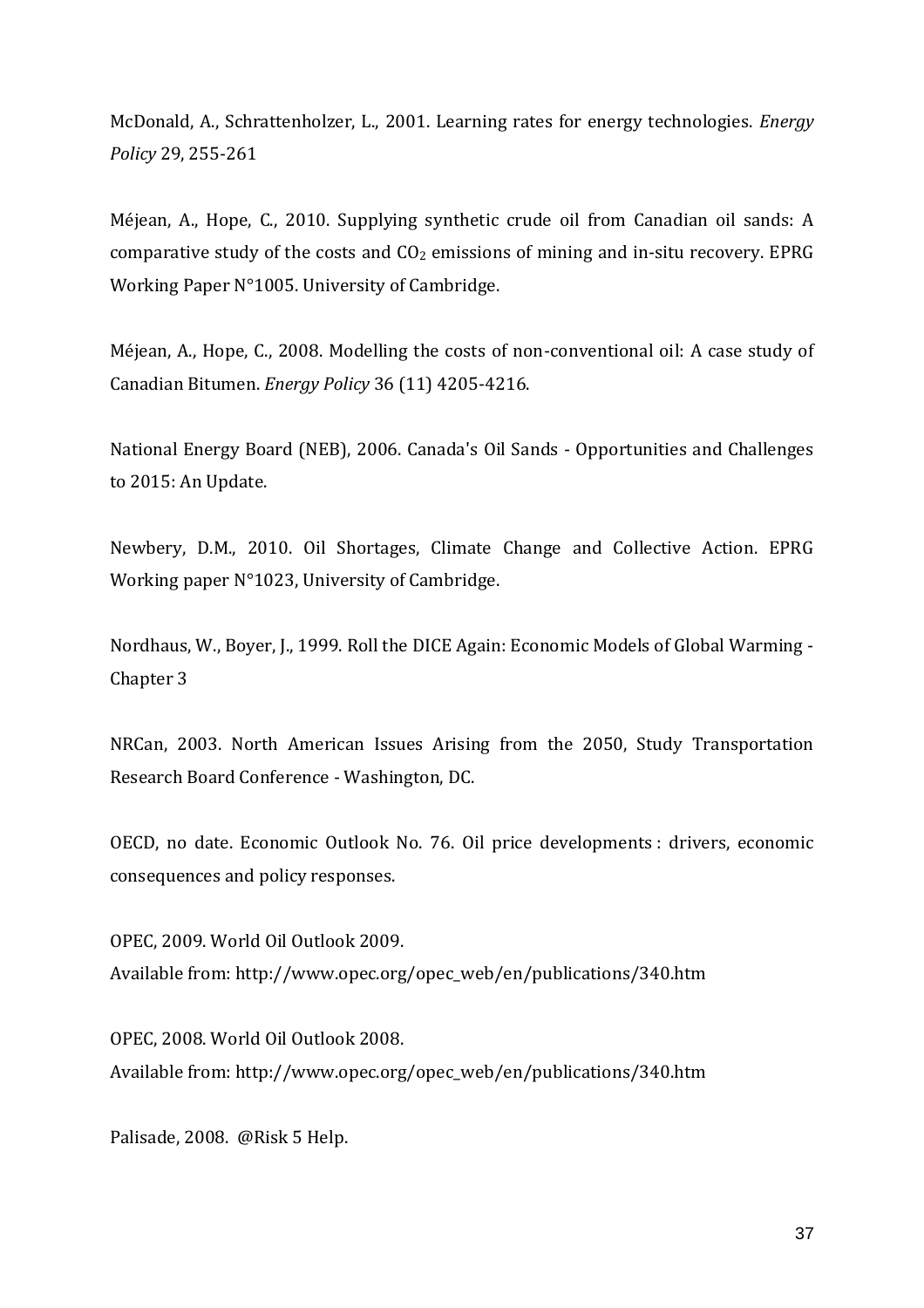McDonald, A., Schrattenholzer, L., 2001. Learning rates for energy technologies. *Energy Policy* 29, 255-261

Méjean, A., Hope, C., 2010. Supplying synthetic crude oil from Canadian oil sands: A comparative study of the costs and $CO_2$ emissions of mining and in-situ recovery. EPRG Working Paper N°1005. University of Cambridge.

Méjean, A., Hope, C., 2008. Modelling the costs of non-conventional oil: A case study of Canadian Bitumen. *Energy Policy* 36 (11) 4205-4216.

National Energy Board (NEB), 2006. Canada's Oil Sands - Opportunities and Challenges to 2015: An Update.

Newbery, D.M., 2010. Oil Shortages, Climate Change and Collective Action. EPRG Working paper N°1023, University of Cambridge.

Nordhaus, W., Boyer, J., 1999. Roll the DICE Again: Economic Models of Global Warming - Chapter 3

NRCan, 2003. North American Issues Arising from the 2050, Study Transportation Research Board Conference - Washington, DC.

OECD, no date. Economic Outlook No. 76. Oil price developments : drivers, economic consequences and policy responses.

OPEC, 2009. World Oil Outlook 2009.
Available from: http://www.opec.org/opec_web/en/publications/340.htm

OPEC, 2008. World Oil Outlook 2008.
Available from: http://www.opec.org/opec_web/en/publications/340.htm

Palisade, 2008. @Risk 5 Help.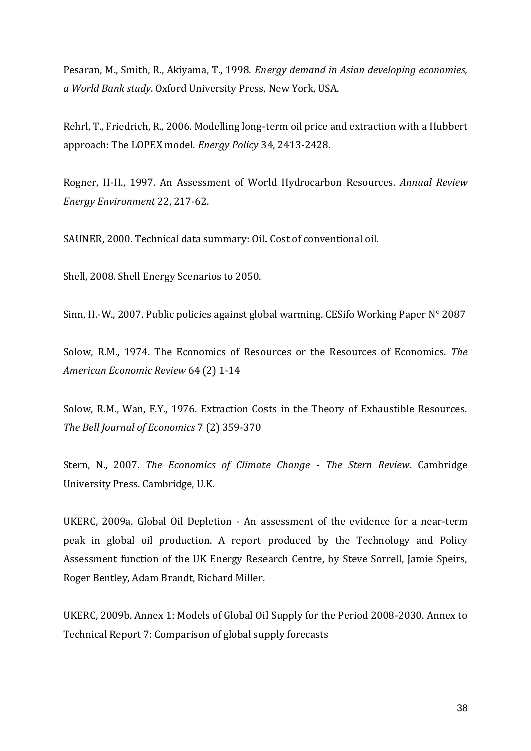Pesaran, M., Smith, R., Akiyama, T., 1998. *Energy demand in Asian developing economies, a World Bank study*. Oxford University Press, New York, USA.

Rehrl, T., Friedrich, R., 2006. Modelling long-term oil price and extraction with a Hubbert approach: The LOPEX model. *Energy Policy* 34, 2413-2428.

Rogner, H-H., 1997. An Assessment of World Hydrocarbon Resources. *Annual Review Energy Environment* 22, 217-62.

SAUNER, 2000. Technical data summary: Oil. Cost of conventional oil.

Shell, 2008. Shell Energy Scenarios to 2050.

Sinn, H.-W., 2007. Public policies against global warming. CESifo Working Paper N° 2087

Solow, R.M., 1974. The Economics of Resources or the Resources of Economics. *The American Economic Review* 64 (2) 1-14

Solow, R.M., Wan, F.Y., 1976. Extraction Costs in the Theory of Exhaustible Resources. *The Bell Journal of Economics* 7 (2) 359-370

Stern, N., 2007. *The Economics of Climate Change - The Stern Review*. Cambridge University Press. Cambridge, U.K.

UKERC, 2009a. Global Oil Depletion - An assessment of the evidence for a near-term peak in global oil production. A report produced by the Technology and Policy Assessment function of the UK Energy Research Centre, by Steve Sorrell, Jamie Speirs, Roger Bentley, Adam Brandt, Richard Miller.

UKERC, 2009b. Annex 1: Models of Global Oil Supply for the Period 2008-2030. Annex to Technical Report 7: Comparison of global supply forecasts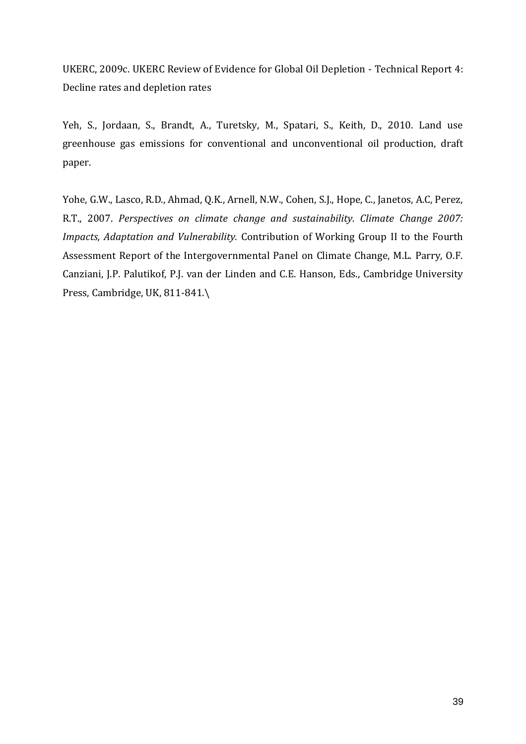UKERC, 2009c. UKERC Review of Evidence for Global Oil Depletion - Technical Report 4: Decline rates and depletion rates

Yeh, S., Jordaan, S., Brandt, A., Turetsky, M., Spatari, S., Keith, D., 2010. Land use greenhouse gas emissions for conventional and unconventional oil production, draft paper.

Yohe, G.W., Lasco, R.D., Ahmad, Q.K., Arnell, N.W., Cohen, S.J., Hope, C., Janetos, A.C, Perez, R.T., 2007. *Perspectives on climate change and sustainability. Climate Change 2007: Impacts, Adaptation and Vulnerability.* Contribution of Working Group II to the Fourth Assessment Report of the Intergovernmental Panel on Climate Change, M.L. Parry, O.F. Canziani, J.P. Palutikof, P.J. van der Linden and C.E. Hanson, Eds., Cambridge University Press, Cambridge, UK, 811-841.\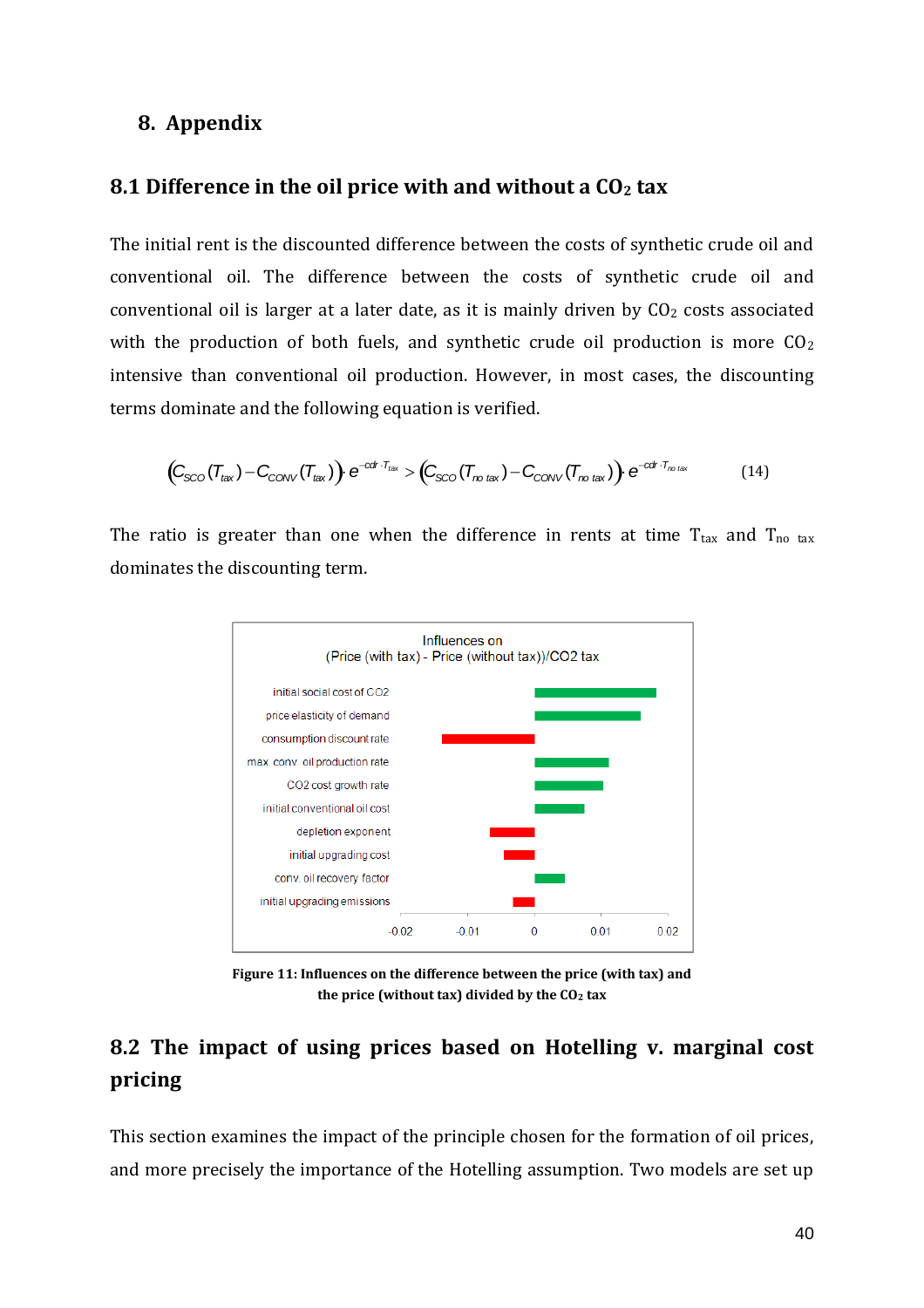# 8. Appendix

## 8.1 Difference in the oil price with and without a $CO_2$ tax

The initial rent is the discounted difference between the costs of synthetic crude oil and conventional oil. The difference between the costs of synthetic crude oil and conventional oil is larger at a later date, as it is mainly driven by $CO_2$ costs associated with the production of both fuels, and synthetic crude oil production is more $CO_2$ intensive than conventional oil production. However, in most cases, the discounting terms dominate and the following equation is verified.

$$\left(C_{SCO}(T_{tax}) - C_{CONV}(T_{tax})\right) \cdot e^{-cdr \cdot T_{tax}} > \left(C_{SCO}(T_{no\ tax}) - C_{CONV}(T_{no\ tax})\right) \cdot e^{-cdr \cdot T_{no\ tax}} \quad (14)$$

The ratio is greater than one when the difference in rents at time $T_{tax}$ and $T_{no\ tax}$ dominates the discounting term.

Figure 11: Influences on the difference between the price (with tax) and the price (without tax) divided by the $CO_2$ tax

## 8.2 The impact of using prices based on Hotelling v. marginal cost pricing

This section examines the impact of the principle chosen for the formation of oil prices, and more precisely the importance of the Hotelling assumption. Two models are set up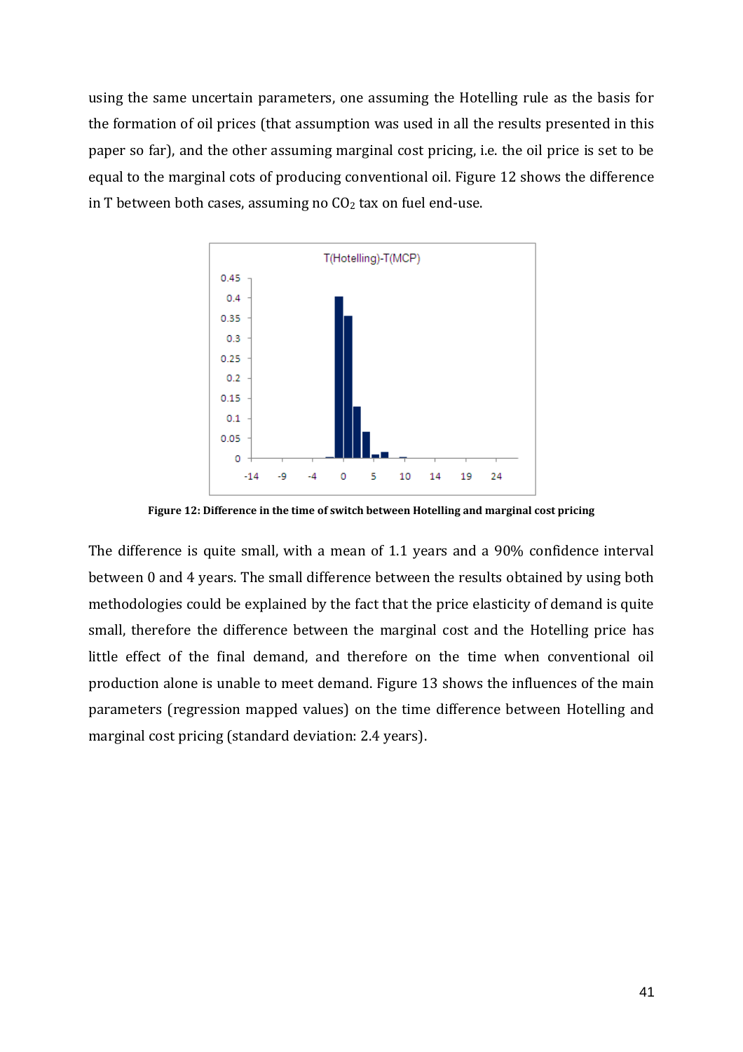using the same uncertain parameters, one assuming the Hotelling rule as the basis for the formation of oil prices (that assumption was used in all the results presented in this paper so far), and the other assuming marginal cost pricing, i.e. the oil price is set to be equal to the marginal cots of producing conventional oil. Figure 12 shows the difference in T between both cases, assuming no $CO_2$ tax on fuel end-use.

**Figure 12: Difference in the time of switch between Hotelling and marginal cost pricing**

The difference is quite small, with a mean of 1.1 years and a 90% confidence interval between 0 and 4 years. The small difference between the results obtained by using both methodologies could be explained by the fact that the price elasticity of demand is quite small, therefore the difference between the marginal cost and the Hotelling price has little effect of the final demand, and therefore on the time when conventional oil production alone is unable to meet demand. Figure 13 shows the influences of the main parameters (regression mapped values) on the time difference between Hotelling and marginal cost pricing (standard deviation: 2.4 years).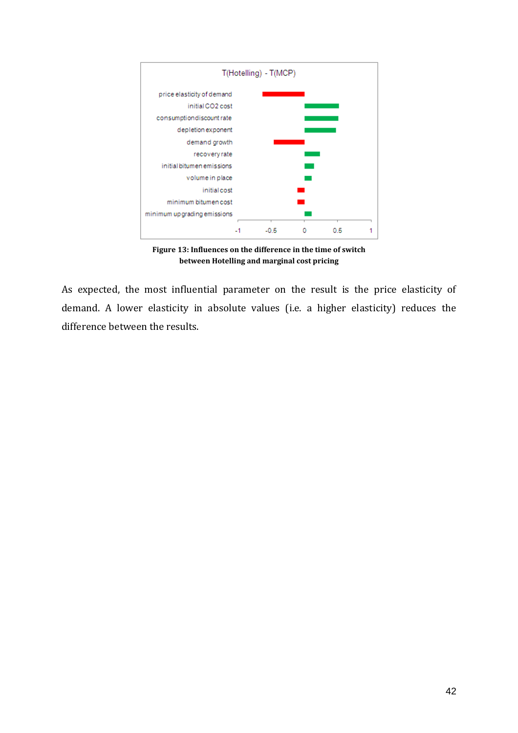T(Hotelling) - T(MCP)

price elasticity of demand
initial CO2 cost
consumption discount rate
depletion exponent
demand growth
recovery rate
initial bitumen emissions
volume in place
initial cost
minimum bitumen cost
minimum upgrading emissions

-1
-0.5
0
0.5
1

**Figure 13: Influences on the difference in the time of switch between Hotelling and marginal cost pricing**

As expected, the most influential parameter on the result is the price elasticity of demand. A lower elasticity in absolute values (i.e. a higher elasticity) reduces the difference between the results.